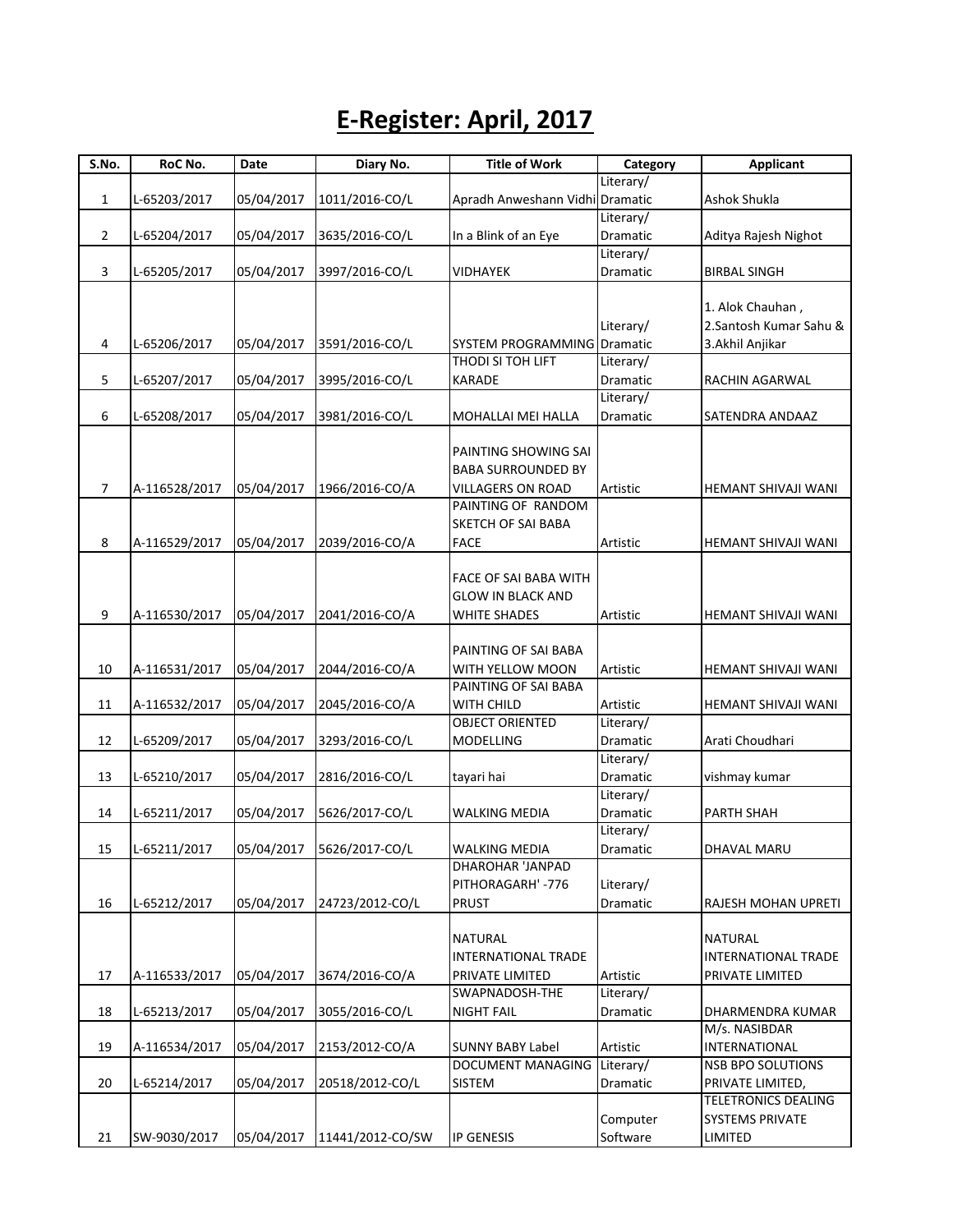# E-Register: April, 2017

| S.No. | RoC No. | Date | Diary No. | Title of Work | Category | Applicant |
|---|---|---|---|---|---|---|
| 1 | L-65203/2017 | 05/04/2017 | 1011/2016-CO/L | Apradh Anweshann Vidhi | Literary/ Dramatic | Ashok Shukla |
| 2 | L-65204/2017 | 05/04/2017 | 3635/2016-CO/L | In a Blink of an Eye | Literary/ Dramatic | Aditya Rajesh Nighot |
| 3 | L-65205/2017 | 05/04/2017 | 3997/2016-CO/L | VIDHAYEK | Literary/ Dramatic | BIRBAL SINGH |
| 4 | L-65206/2017 | 05/04/2017 | 3591/2016-CO/L | SYSTEM PROGRAMMING | Literary/ Dramatic | 1. Alok Chauhan , 2.Santosh Kumar Sahu & 3.Akhil Anjikar |
| 5 | L-65207/2017 | 05/04/2017 | 3995/2016-CO/L | THODI SI TOH LIFT KARADE | Literary/ Dramatic | RACHIN AGARWAL |
| 6 | L-65208/2017 | 05/04/2017 | 3981/2016-CO/L | MOHALLAI MEI HALLA | Literary/ Dramatic | SATENDRA ANDAAZ |
| 7 | A-116528/2017 | 05/04/2017 | 1966/2016-CO/A | PAINTING SHOWING SAI BABA SURROUNDED BY VILLAGERS ON ROAD | Artistic | HEMANT SHIVAJI WANI |
| 8 | A-116529/2017 | 05/04/2017 | 2039/2016-CO/A | PAINTING OF RANDOM SKETCH OF SAI BABA FACE | Artistic | HEMANT SHIVAJI WANI |
| 9 | A-116530/2017 | 05/04/2017 | 2041/2016-CO/A | FACE OF SAI BABA WITH GLOW IN BLACK AND WHITE SHADES | Artistic | HEMANT SHIVAJI WANI |
| 10 | A-116531/2017 | 05/04/2017 | 2044/2016-CO/A | PAINTING OF SAI BABA WITH YELLOW MOON | Artistic | HEMANT SHIVAJI WANI |
| 11 | A-116532/2017 | 05/04/2017 | 2045/2016-CO/A | PAINTING OF SAI BABA WITH CHILD | Artistic | HEMANT SHIVAJI WANI |
| 12 | L-65209/2017 | 05/04/2017 | 3293/2016-CO/L | OBJECT ORIENTED MODELLING | Literary/ Dramatic | Arati Choudhari |
| 13 | L-65210/2017 | 05/04/2017 | 2816/2016-CO/L | tayari hai | Literary/ Dramatic | vishmay kumar |
| 14 | L-65211/2017 | 05/04/2017 | 5626/2017-CO/L | WALKING MEDIA | Literary/ Dramatic | PARTH SHAH |
| 15 | L-65211/2017 | 05/04/2017 | 5626/2017-CO/L | WALKING MEDIA | Literary/ Dramatic | DHAVAL MARU |
| 16 | L-65212/2017 | 05/04/2017 | 24723/2012-CO/L | DHAROHAR 'JANPAD PITHORAGARH' -776 PRUST | Literary/ Dramatic | RAJESH MOHAN UPRETI |
| 17 | A-116533/2017 | 05/04/2017 | 3674/2016-CO/A | NATURAL INTERNATIONAL TRADE PRIVATE LIMITED | Artistic | NATURAL INTERNATIONAL TRADE PRIVATE LIMITED |
| 18 | L-65213/2017 | 05/04/2017 | 3055/2016-CO/L | SWAPNADOSH-THE NIGHT FAIL | Literary/ Dramatic | DHARMENDRA KUMAR |
| 19 | A-116534/2017 | 05/04/2017 | 2153/2012-CO/A | SUNNY BABY Label | Artistic | M/s. NASIBDAR INTERNATIONAL |
| 20 | L-65214/2017 | 05/04/2017 | 20518/2012-CO/L | DOCUMENT MANAGING SISTEM | Literary/ Dramatic | NSB BPO SOLUTIONS PRIVATE LIMITED, |
| 21 | SW-9030/2017 | 05/04/2017 | 11441/2012-CO/SW | IP GENESIS | Computer Software | TELETRONICS DEALING SYSTEMS PRIVATE LIMITED |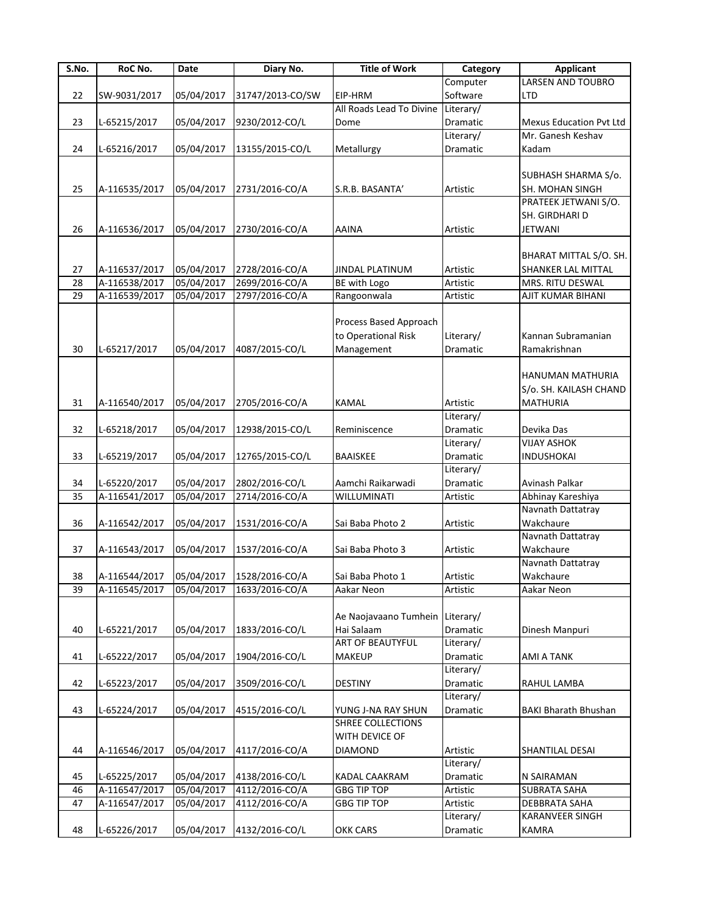| S.No. | RoC No. | Date | Diary No. | Title of Work | Category | Applicant |
|---|---|---|---|---|---|---|
| 22 | SW-9031/2017 | 05/04/2017 | 31747/2013-CO/SW | EIP-HRM | Computer Software | LARSEN AND TOUBRO LTD |
| 23 | L-65215/2017 | 05/04/2017 | 9230/2012-CO/L | All Roads Lead To Divine Dome | Literary/ Dramatic | Mexus Education Pvt Ltd |
| 24 | L-65216/2017 | 05/04/2017 | 13155/2015-CO/L | Metallurgy | Literary/ Dramatic | Mr. Ganesh Keshav Kadam |
| 25 | A-116535/2017 | 05/04/2017 | 2731/2016-CO/A | S.R.B. BASANTA' | Artistic | SUBHASH SHARMA S/o. SH. MOHAN SINGH |
| 26 | A-116536/2017 | 05/04/2017 | 2730/2016-CO/A | AAINA | Artistic | PRATEEK JETWANI S/O. SH. GIRDHARI D JETWANI |
| 27 | A-116537/2017 | 05/04/2017 | 2728/2016-CO/A | JINDAL PLATINUM | Artistic | BHARAT MITTAL S/O. SH. SHANKER LAL MITTAL |
| 28 | A-116538/2017 | 05/04/2017 | 2699/2016-CO/A | BE with Logo | Artistic | MRS. RITU DESWAL |
| 29 | A-116539/2017 | 05/04/2017 | 2797/2016-CO/A | Rangoonwala | Artistic | AJIT KUMAR BIHANI |
| 30 | L-65217/2017 | 05/04/2017 | 4087/2015-CO/L | Process Based Approach to Operational Risk Management | Literary/ Dramatic | Kannan Subramanian Ramakrishnan |
| 31 | A-116540/2017 | 05/04/2017 | 2705/2016-CO/A | KAMAL | Artistic | HANUMAN MATHURIA S/o. SH. KAILASH CHAND MATHURIA |
| 32 | L-65218/2017 | 05/04/2017 | 12938/2015-CO/L | Reminiscence | Literary/ Dramatic | Devika Das |
| 33 | L-65219/2017 | 05/04/2017 | 12765/2015-CO/L | BAAISKEE | Literary/ Dramatic | VIJAY ASHOK INDUSHOKAI |
| 34 | L-65220/2017 | 05/04/2017 | 2802/2016-CO/L | Aamchi Raikarwadi | Literary/ Dramatic | Avinash Palkar |
| 35 | A-116541/2017 | 05/04/2017 | 2714/2016-CO/A | WILLUMINATI | Artistic | Abhinay Kareshiya |
| 36 | A-116542/2017 | 05/04/2017 | 1531/2016-CO/A | Sai Baba Photo 2 | Artistic | Navnath Dattatray Wakchaure |
| 37 | A-116543/2017 | 05/04/2017 | 1537/2016-CO/A | Sai Baba Photo 3 | Artistic | Navnath Dattatray Wakchaure |
| 38 | A-116544/2017 | 05/04/2017 | 1528/2016-CO/A | Sai Baba Photo 1 | Artistic | Navnath Dattatray Wakchaure |
| 39 | A-116545/2017 | 05/04/2017 | 1633/2016-CO/A | Aakar Neon | Artistic | Aakar Neon |
| 40 | L-65221/2017 | 05/04/2017 | 1833/2016-CO/L | Ae Naojavaano Tumhein Hai Salaam | Literary/ Dramatic | Dinesh Manpuri |
| 41 | L-65222/2017 | 05/04/2017 | 1904/2016-CO/L | ART OF BEAUTYFUL MAKEUP | Literary/ Dramatic | AMI A TANK |
| 42 | L-65223/2017 | 05/04/2017 | 3509/2016-CO/L | DESTINY | Literary/ Dramatic | RAHUL LAMBA |
| 43 | L-65224/2017 | 05/04/2017 | 4515/2016-CO/L | YUNG J-NA RAY SHUN | Literary/ Dramatic | BAKI Bharath Bhushan |
| 44 | A-116546/2017 | 05/04/2017 | 4117/2016-CO/A | SHREE COLLECTIONS WITH DEVICE OF DIAMOND | Artistic | SHANTILAL DESAI |
| 45 | L-65225/2017 | 05/04/2017 | 4138/2016-CO/L | KADAL CAAKRAM | Literary/ Dramatic | N SAIRAMAN |
| 46 | A-116547/2017 | 05/04/2017 | 4112/2016-CO/A | GBG TIP TOP | Artistic | SUBRATA SAHA |
| 47 | A-116547/2017 | 05/04/2017 | 4112/2016-CO/A | GBG TIP TOP | Artistic | DEBBRATA SAHA |
| 48 | L-65226/2017 | 05/04/2017 | 4132/2016-CO/L | OKK CARS | Literary/ Dramatic | KARANVEER SINGH KAMRA |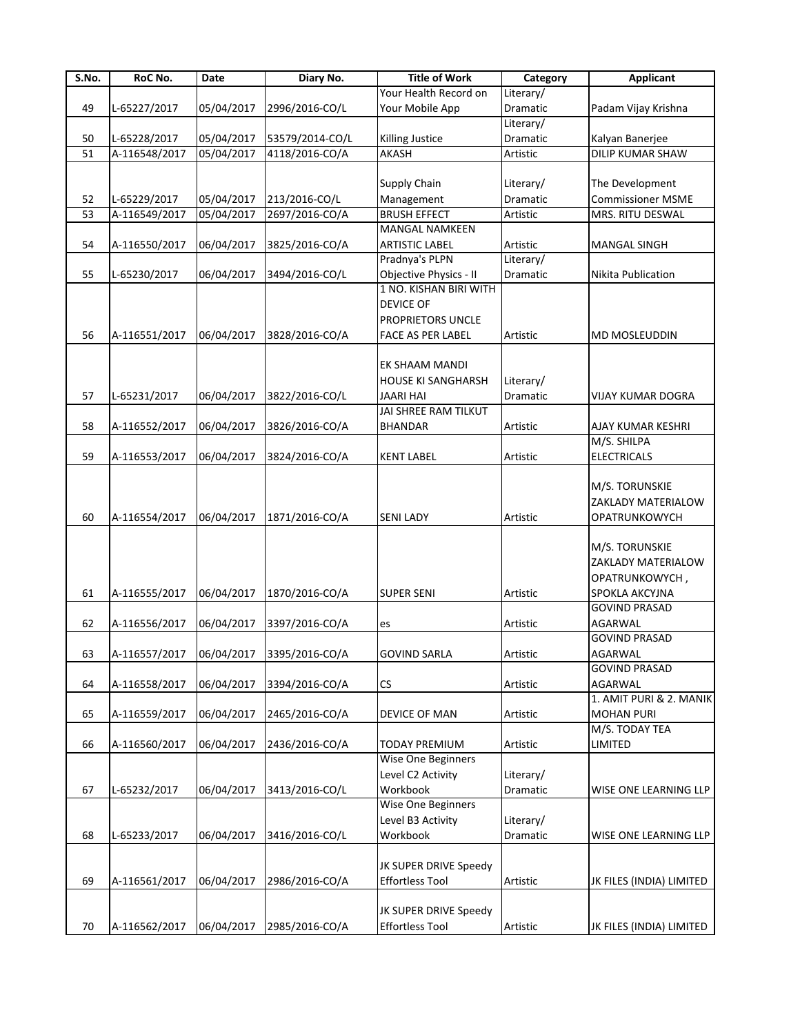| S.No. | RoC No. | Date | Diary No. | Title of Work | Category | Applicant |
|---|---|---|---|---|---|---|
| 49 | L-65227/2017 | 05/04/2017 | 2996/2016-CO/L | Your Health Record on Your Mobile App | Literary/ Dramatic | Padam Vijay Krishna |
| 50 | L-65228/2017 | 05/04/2017 | 53579/2014-CO/L | Killing Justice | Literary/ Dramatic | Kalyan Banerjee |
| 51 | A-116548/2017 | 05/04/2017 | 4118/2016-CO/A | AKASH | Artistic | DILIP KUMAR SHAW |
| 52 | L-65229/2017 | 05/04/2017 | 213/2016-CO/L | Supply Chain Management | Literary/ Dramatic | The Development Commissioner MSME |
| 53 | A-116549/2017 | 05/04/2017 | 2697/2016-CO/A | BRUSH EFFECT | Artistic | MRS. RITU DESWAL |
| 54 | A-116550/2017 | 06/04/2017 | 3825/2016-CO/A | MANGAL NAMKEEN ARTISTIC LABEL | Artistic | MANGAL SINGH |
| 55 | L-65230/2017 | 06/04/2017 | 3494/2016-CO/L | Pradnya's PLPN Objective Physics - II | Literary/ Dramatic | Nikita Publication |
| 56 | A-116551/2017 | 06/04/2017 | 3828/2016-CO/A | 1 NO. KISHAN BIRI WITH DEVICE OF PROPRIETORS UNCLE FACE AS PER LABEL | Artistic | MD MOSLEUDDIN |
| 57 | L-65231/2017 | 06/04/2017 | 3822/2016-CO/L | EK SHAAM MANDI HOUSE KI SANGHARSH JAARI HAI | Literary/ Dramatic | VIJAY KUMAR DOGRA |
| 58 | A-116552/2017 | 06/04/2017 | 3826/2016-CO/A | JAI SHREE RAM TILKUT BHANDAR | Artistic | AJAY KUMAR KESHRI |
| 59 | A-116553/2017 | 06/04/2017 | 3824/2016-CO/A | KENT LABEL | Artistic | M/S. SHILPA ELECTRICALS |
| 60 | A-116554/2017 | 06/04/2017 | 1871/2016-CO/A | SENI LADY | Artistic | M/S. TORUNSKIE ZAKLADY MATERIALOW OPATRUNKOWYCH |
| 61 | A-116555/2017 | 06/04/2017 | 1870/2016-CO/A | SUPER SENI | Artistic | M/S. TORUNSKIE ZAKLADY MATERIALOW OPATRUNKOWYCH , SPOKLA AKCYJNA |
| 62 | A-116556/2017 | 06/04/2017 | 3397/2016-CO/A | es | Artistic | GOVIND PRASAD AGARWAL |
| 63 | A-116557/2017 | 06/04/2017 | 3395/2016-CO/A | GOVIND SARLA | Artistic | GOVIND PRASAD AGARWAL |
| 64 | A-116558/2017 | 06/04/2017 | 3394/2016-CO/A | CS | Artistic | GOVIND PRASAD AGARWAL |
| 65 | A-116559/2017 | 06/04/2017 | 2465/2016-CO/A | DEVICE OF MAN | Artistic | 1. AMIT PURI & 2. MANIK MOHAN PURI |
| 66 | A-116560/2017 | 06/04/2017 | 2436/2016-CO/A | TODAY PREMIUM | Artistic | M/S. TODAY TEA LIMITED |
| 67 | L-65232/2017 | 06/04/2017 | 3413/2016-CO/L | Wise One Beginners Level C2 Activity Workbook | Literary/ Dramatic | WISE ONE LEARNING LLP |
| 68 | L-65233/2017 | 06/04/2017 | 3416/2016-CO/L | Wise One Beginners Level B3 Activity Workbook | Literary/ Dramatic | WISE ONE LEARNING LLP |
| 69 | A-116561/2017 | 06/04/2017 | 2986/2016-CO/A | JK SUPER DRIVE Speedy Effortless Tool | Artistic | JK FILES (INDIA) LIMITED |
| 70 | A-116562/2017 | 06/04/2017 | 2985/2016-CO/A | JK SUPER DRIVE Speedy Effortless Tool | Artistic | JK FILES (INDIA) LIMITED |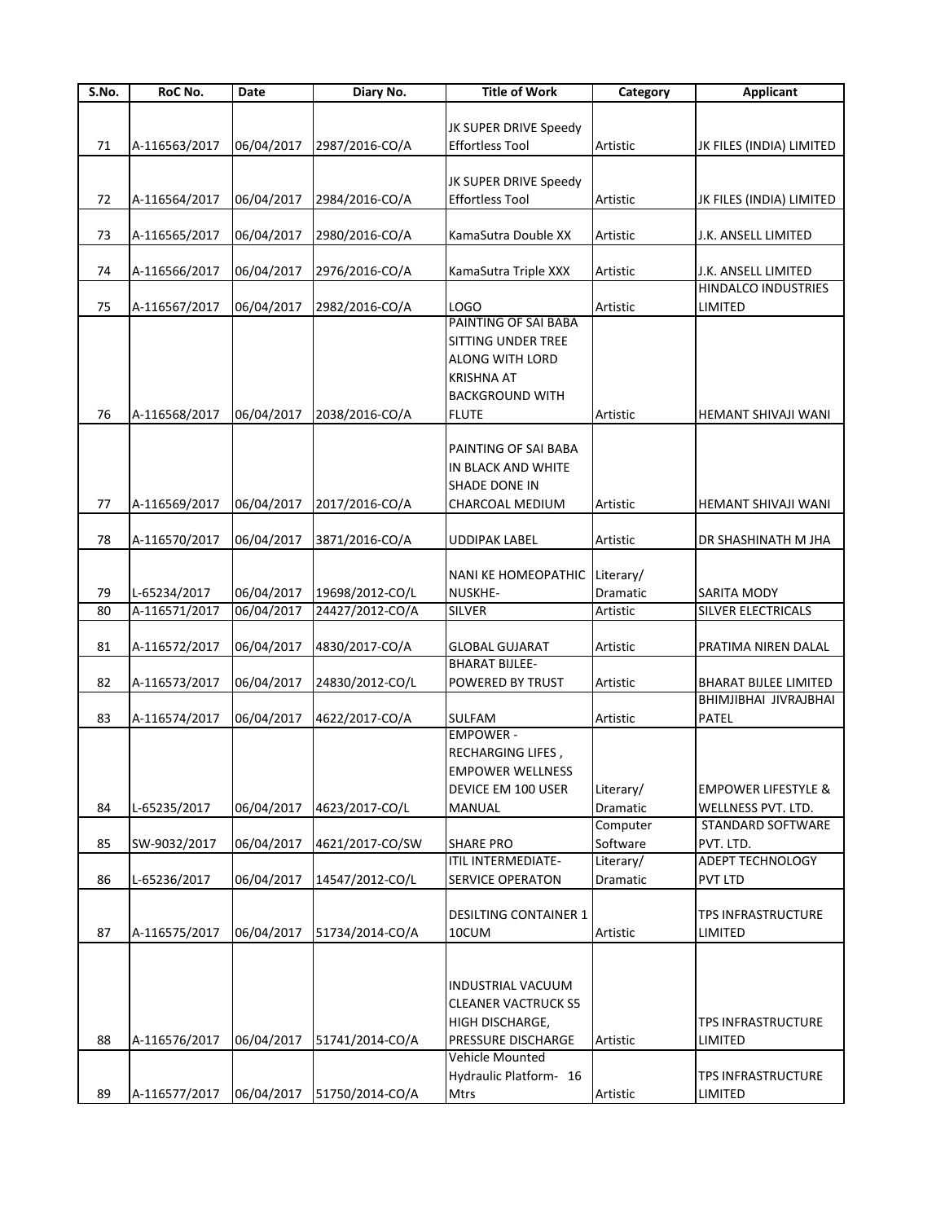| S.No. | RoC No. | Date | Diary No. | Title of Work | Category | Applicant |
|---|---|---|---|---|---|---|
| 71 | A-116563/2017 | 06/04/2017 | 2987/2016-CO/A | JK SUPER DRIVE Speedy Effortless Tool | Artistic | JK FILES (INDIA) LIMITED |
| 72 | A-116564/2017 | 06/04/2017 | 2984/2016-CO/A | JK SUPER DRIVE Speedy Effortless Tool | Artistic | JK FILES (INDIA) LIMITED |
| 73 | A-116565/2017 | 06/04/2017 | 2980/2016-CO/A | KamaSutra Double XX | Artistic | J.K. ANSELL LIMITED |
| 74 | A-116566/2017 | 06/04/2017 | 2976/2016-CO/A | KamaSutra Triple XXX | Artistic | J.K. ANSELL LIMITED |
| 75 | A-116567/2017 | 06/04/2017 | 2982/2016-CO/A | LOGO | Artistic | HINDALCO INDUSTRIES LIMITED |
| 76 | A-116568/2017 | 06/04/2017 | 2038/2016-CO/A | PAINTING OF SAI BABA SITTING UNDER TREE ALONG WITH LORD KRISHNA AT BACKGROUND WITH FLUTE | Artistic | HEMANT SHIVAJI WANI |
| 77 | A-116569/2017 | 06/04/2017 | 2017/2016-CO/A | PAINTING OF SAI BABA IN BLACK AND WHITE SHADE DONE IN CHARCOAL MEDIUM | Artistic | HEMANT SHIVAJI WANI |
| 78 | A-116570/2017 | 06/04/2017 | 3871/2016-CO/A | UDDIPAK LABEL | Artistic | DR SHASHINATH M JHA |
| 79 | L-65234/2017 | 06/04/2017 | 19698/2012-CO/L | NANI KE HOMEOPATHIC NUSKHE- | Literary/ Dramatic | SARITA MODY |
| 80 | A-116571/2017 | 06/04/2017 | 24427/2012-CO/A | SILVER | Artistic | SILVER ELECTRICALS |
| 81 | A-116572/2017 | 06/04/2017 | 4830/2017-CO/A | GLOBAL GUJARAT | Artistic | PRATIMA NIREN DALAL |
| 82 | A-116573/2017 | 06/04/2017 | 24830/2012-CO/L | BHARAT BIJLEE-POWERED BY TRUST | Artistic | BHARAT BIJLEE LIMITED |
| 83 | A-116574/2017 | 06/04/2017 | 4622/2017-CO/A | SULFAM | Artistic | BHIMJIBHAI JIVRAJBHAI PATEL |
| 84 | L-65235/2017 | 06/04/2017 | 4623/2017-CO/L | EMPOWER - RECHARGING LIFES , EMPOWER WELLNESS DEVICE EM 100 USER MANUAL | Literary/ Dramatic | EMPOWER LIFESTYLE & WELLNESS PVT. LTD. |
| 85 | SW-9032/2017 | 06/04/2017 | 4621/2017-CO/SW | SHARE PRO | Computer Software | STANDARD SOFTWARE PVT. LTD. |
| 86 | L-65236/2017 | 06/04/2017 | 14547/2012-CO/L | ITIL INTERMEDIATE-SERVICE OPERATON | Literary/ Dramatic | ADEPT TECHNOLOGY PVT LTD |
| 87 | A-116575/2017 | 06/04/2017 | 51734/2014-CO/A | DESILTING CONTAINER 1 10CUM | Artistic | TPS INFRASTRUCTURE LIMITED |
| 88 | A-116576/2017 | 06/04/2017 | 51741/2014-CO/A | INDUSTRIAL VACUUM CLEANER VACTRUCK S5 HIGH DISCHARGE, PRESSURE DISCHARGE | Artistic | TPS INFRASTRUCTURE LIMITED |
| 89 | A-116577/2017 | 06/04/2017 | 51750/2014-CO/A | Vehicle Mounted Hydraulic Platform- 16 Mtrs | Artistic | TPS INFRASTRUCTURE LIMITED |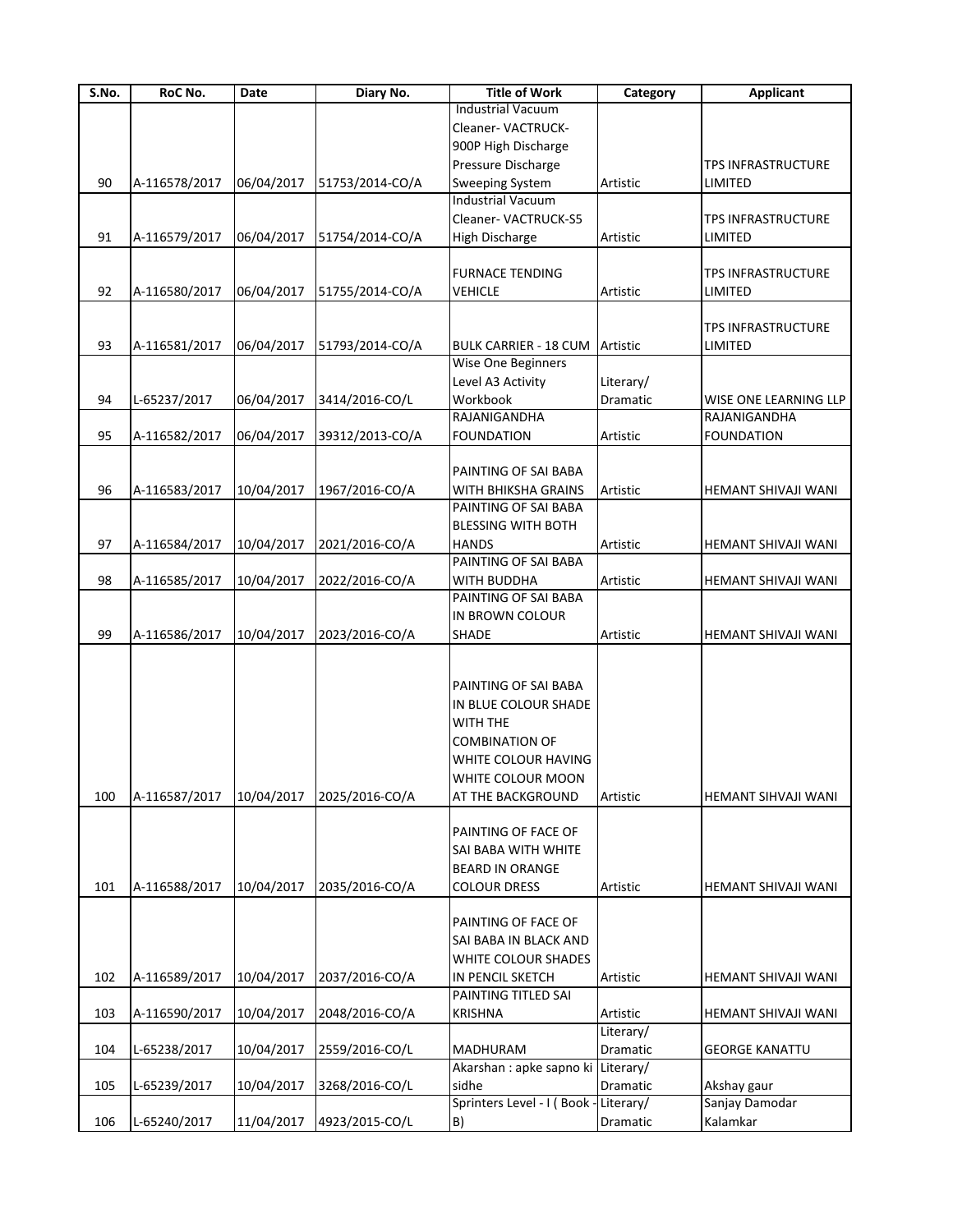| S.No. | RoC No. | Date | Diary No. | Title of Work | Category | Applicant |
|---|---|---|---|---|---|---|
| 90 | A-116578/2017 | 06/04/2017 | 51753/2014-CO/A | Industrial Vacuum Cleaner- VACTRUCK-900P High Discharge Pressure Discharge Sweeping System | Artistic | TPS INFRASTRUCTURE LIMITED |
| 91 | A-116579/2017 | 06/04/2017 | 51754/2014-CO/A | Industrial Vacuum Cleaner- VACTRUCK-S5 High Discharge | Artistic | TPS INFRASTRUCTURE LIMITED |
| 92 | A-116580/2017 | 06/04/2017 | 51755/2014-CO/A | FURNACE TENDING VEHICLE | Artistic | TPS INFRASTRUCTURE LIMITED |
| 93 | A-116581/2017 | 06/04/2017 | 51793/2014-CO/A | BULK CARRIER - 18 CUM | Artistic | TPS INFRASTRUCTURE LIMITED |
| 94 | L-65237/2017 | 06/04/2017 | 3414/2016-CO/L | Wise One Beginners Level A3 Activity Workbook | Literary/ Dramatic | WISE ONE LEARNING LLP |
| 95 | A-116582/2017 | 06/04/2017 | 39312/2013-CO/A | RAJANIGANDHA FOUNDATION | Artistic | RAJANIGANDHA FOUNDATION |
| 96 | A-116583/2017 | 10/04/2017 | 1967/2016-CO/A | PAINTING OF SAI BABA WITH BHIKSHA GRAINS | Artistic | HEMANT SHIVAJI WANI |
| 97 | A-116584/2017 | 10/04/2017 | 2021/2016-CO/A | PAINTING OF SAI BABA BLESSING WITH BOTH HANDS | Artistic | HEMANT SHIVAJI WANI |
| 98 | A-116585/2017 | 10/04/2017 | 2022/2016-CO/A | PAINTING OF SAI BABA WITH BUDDHA | Artistic | HEMANT SHIVAJI WANI |
| 99 | A-116586/2017 | 10/04/2017 | 2023/2016-CO/A | PAINTING OF SAI BABA IN BROWN COLOUR SHADE | Artistic | HEMANT SHIVAJI WANI |
| 100 | A-116587/2017 | 10/04/2017 | 2025/2016-CO/A | PAINTING OF SAI BABA IN BLUE COLOUR SHADE WITH THE COMBINATION OF WHITE COLOUR HAVING WHITE COLOUR MOON AT THE BACKGROUND | Artistic | HEMANT SIHVAJI WANI |
| 101 | A-116588/2017 | 10/04/2017 | 2035/2016-CO/A | PAINTING OF FACE OF SAI BABA WITH WHITE BEARD IN ORANGE COLOUR DRESS | Artistic | HEMANT SHIVAJI WANI |
| 102 | A-116589/2017 | 10/04/2017 | 2037/2016-CO/A | PAINTING OF FACE OF SAI BABA IN BLACK AND WHITE COLOUR SHADES IN PENCIL SKETCH | Artistic | HEMANT SHIVAJI WANI |
| 103 | A-116590/2017 | 10/04/2017 | 2048/2016-CO/A | PAINTING TITLED SAI KRISHNA | Artistic | HEMANT SHIVAJI WANI |
| 104 | L-65238/2017 | 10/04/2017 | 2559/2016-CO/L | MADHURAM | Literary/ Dramatic | GEORGE KANATTU |
| 105 | L-65239/2017 | 10/04/2017 | 3268/2016-CO/L | Akarshan : apke sapno ki sidhe | Literary/ Dramatic | Akshay gaur |
| 106 | L-65240/2017 | 11/04/2017 | 4923/2015-CO/L | Sprinters Level - I ( Book - B) | Literary/ Dramatic | Sanjay Damodar Kalamkar |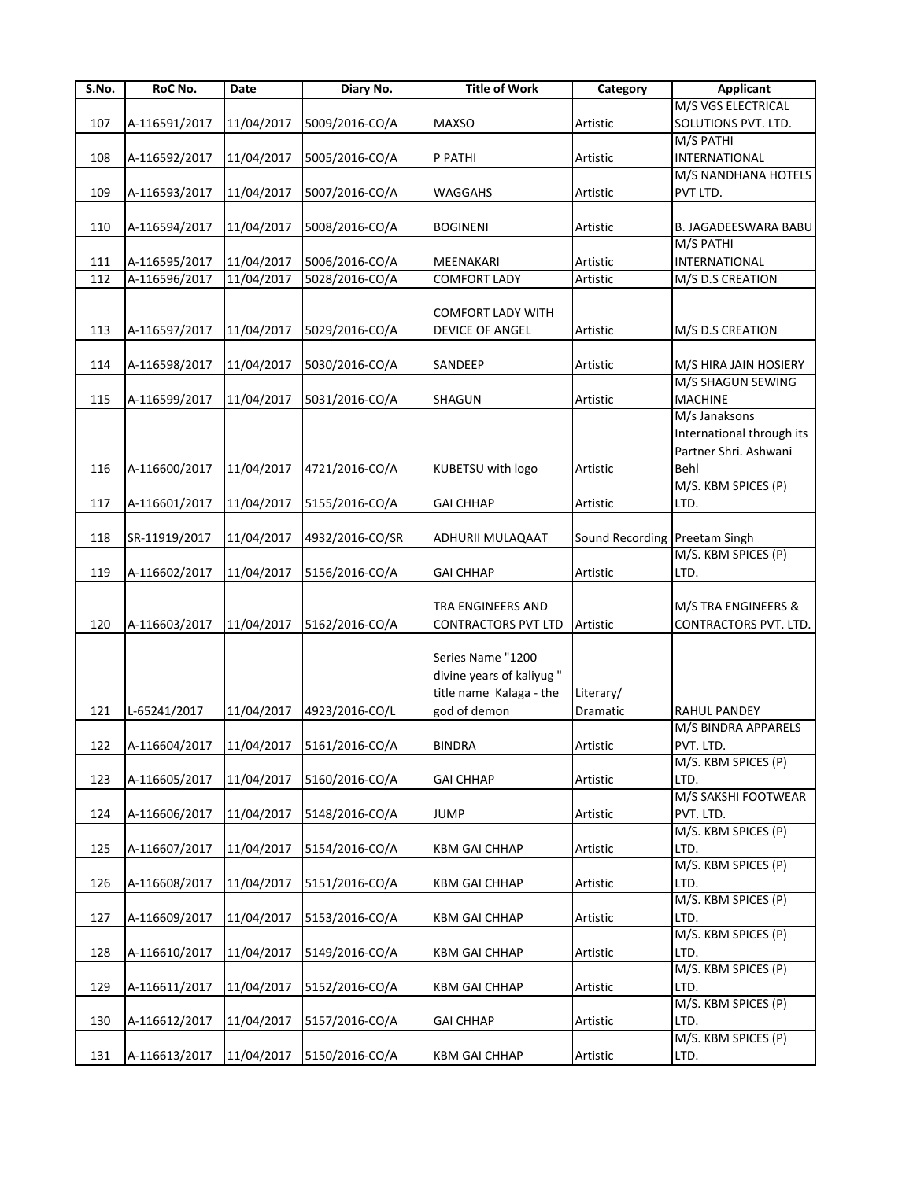| S.No. | RoC No. | Date | Diary No. | Title of Work | Category | Applicant |
|---|---|---|---|---|---|---|
| 107 | A-116591/2017 | 11/04/2017 | 5009/2016-CO/A | MAXSO | Artistic | M/S VGS ELECTRICAL SOLUTIONS PVT. LTD. |
| 108 | A-116592/2017 | 11/04/2017 | 5005/2016-CO/A | P PATHI | Artistic | M/S PATHI INTERNATIONAL |
| 109 | A-116593/2017 | 11/04/2017 | 5007/2016-CO/A | WAGGAHS | Artistic | M/S NANDHANA HOTELS PVT LTD. |
| 110 | A-116594/2017 | 11/04/2017 | 5008/2016-CO/A | BOGINENI | Artistic | B. JAGADEESWARA BABU |
| 111 | A-116595/2017 | 11/04/2017 | 5006/2016-CO/A | MEENAKARI | Artistic | M/S PATHI INTERNATIONAL |
| 112 | A-116596/2017 | 11/04/2017 | 5028/2016-CO/A | COMFORT LADY | Artistic | M/S D.S CREATION |
| 113 | A-116597/2017 | 11/04/2017 | 5029/2016-CO/A | COMFORT LADY WITH DEVICE OF ANGEL | Artistic | M/S D.S CREATION |
| 114 | A-116598/2017 | 11/04/2017 | 5030/2016-CO/A | SANDEEP | Artistic | M/S HIRA JAIN HOSIERY |
| 115 | A-116599/2017 | 11/04/2017 | 5031/2016-CO/A | SHAGUN | Artistic | M/S SHAGUN SEWING MACHINE |
| 116 | A-116600/2017 | 11/04/2017 | 4721/2016-CO/A | KUBETSU with logo | Artistic | M/s Janaksons International through its Partner Shri. Ashwani Behl |
| 117 | A-116601/2017 | 11/04/2017 | 5155/2016-CO/A | GAI CHHAP | Artistic | M/S. KBM SPICES (P) LTD. |
| 118 | SR-11919/2017 | 11/04/2017 | 4932/2016-CO/SR | ADHURII MULAQAAT | Sound Recording | Preetam Singh |
| 119 | A-116602/2017 | 11/04/2017 | 5156/2016-CO/A | GAI CHHAP | Artistic | M/S. KBM SPICES (P) LTD. |
| 120 | A-116603/2017 | 11/04/2017 | 5162/2016-CO/A | TRA ENGINEERS AND CONTRACTORS PVT LTD | Artistic | M/S TRA ENGINEERS & CONTRACTORS PVT. LTD. |
| 121 | L-65241/2017 | 11/04/2017 | 4923/2016-CO/L | Series Name "1200 divine years of kaliyug " title name Kalaga - the god of demon | Literary/ Dramatic | RAHUL PANDEY |
| 122 | A-116604/2017 | 11/04/2017 | 5161/2016-CO/A | BINDRA | Artistic | M/S BINDRA APPARELS PVT. LTD. |
| 123 | A-116605/2017 | 11/04/2017 | 5160/2016-CO/A | GAI CHHAP | Artistic | M/S. KBM SPICES (P) LTD. |
| 124 | A-116606/2017 | 11/04/2017 | 5148/2016-CO/A | JUMP | Artistic | M/S SAKSHI FOOTWEAR PVT. LTD. |
| 125 | A-116607/2017 | 11/04/2017 | 5154/2016-CO/A | KBM GAI CHHAP | Artistic | M/S. KBM SPICES (P) LTD. |
| 126 | A-116608/2017 | 11/04/2017 | 5151/2016-CO/A | KBM GAI CHHAP | Artistic | M/S. KBM SPICES (P) LTD. |
| 127 | A-116609/2017 | 11/04/2017 | 5153/2016-CO/A | KBM GAI CHHAP | Artistic | M/S. KBM SPICES (P) LTD. |
| 128 | A-116610/2017 | 11/04/2017 | 5149/2016-CO/A | KBM GAI CHHAP | Artistic | M/S. KBM SPICES (P) LTD. |
| 129 | A-116611/2017 | 11/04/2017 | 5152/2016-CO/A | KBM GAI CHHAP | Artistic | M/S. KBM SPICES (P) LTD. |
| 130 | A-116612/2017 | 11/04/2017 | 5157/2016-CO/A | GAI CHHAP | Artistic | M/S. KBM SPICES (P) LTD. |
| 131 | A-116613/2017 | 11/04/2017 | 5150/2016-CO/A | KBM GAI CHHAP | Artistic | M/S. KBM SPICES (P) LTD. |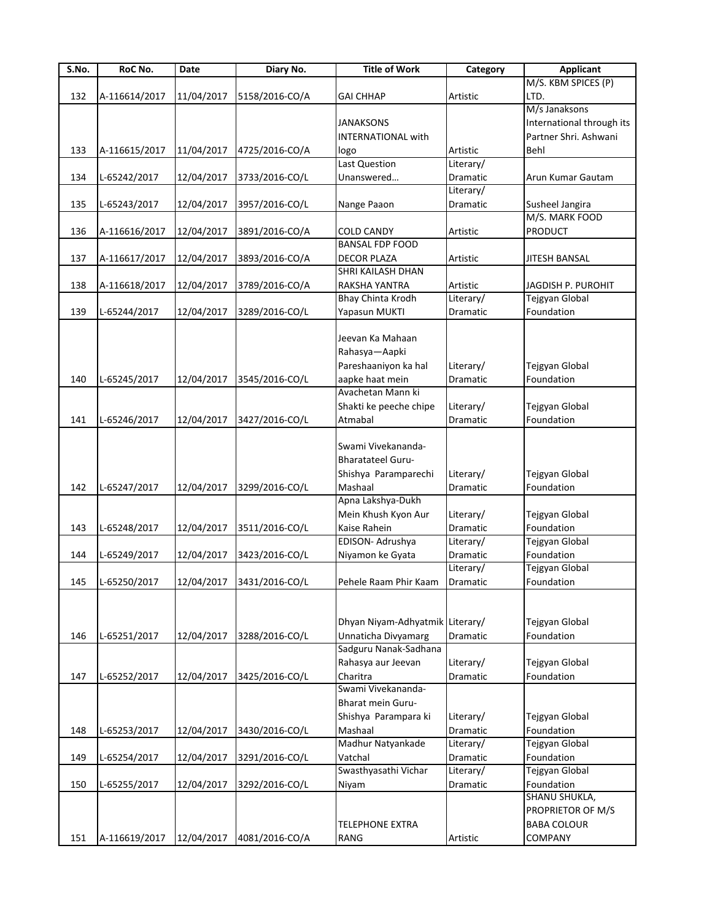| S.No. | RoC No. | Date | Diary No. | Title of Work | Category | Applicant |
|---|---|---|---|---|---|---|
| 132 | A-116614/2017 | 11/04/2017 | 5158/2016-CO/A | GAI CHHAP | Artistic | M/S. KBM SPICES (P) LTD. |
| 133 | A-116615/2017 | 11/04/2017 | 4725/2016-CO/A | JANAKSONS INTERNATIONAL with logo | Artistic | M/s Janaksons International through its Partner Shri. Ashwani Behl |
| 134 | L-65242/2017 | 12/04/2017 | 3733/2016-CO/L | Last Question Unanswered… | Literary/ Dramatic | Arun Kumar Gautam |
| 135 | L-65243/2017 | 12/04/2017 | 3957/2016-CO/L | Nange Paaon | Literary/ Dramatic | Susheel Jangira |
| 136 | A-116616/2017 | 12/04/2017 | 3891/2016-CO/A | COLD CANDY | Artistic | M/S. MARK FOOD PRODUCT |
| 137 | A-116617/2017 | 12/04/2017 | 3893/2016-CO/A | BANSAL FDP FOOD DECOR PLAZA | Artistic | JITESH BANSAL |
| 138 | A-116618/2017 | 12/04/2017 | 3789/2016-CO/A | SHRI KAILASH DHAN RAKSHA YANTRA | Artistic | JAGDISH P. PUROHIT |
| 139 | L-65244/2017 | 12/04/2017 | 3289/2016-CO/L | Bhay Chinta Krodh Yapasun MUKTI | Literary/ Dramatic | Tejgyan Global Foundation |
| 140 | L-65245/2017 | 12/04/2017 | 3545/2016-CO/L | Jeevan Ka Mahaan Rahasya—Aapki Pareshaaniyon ka hal aapke haat mein | Literary/ Dramatic | Tejgyan Global Foundation |
| 141 | L-65246/2017 | 12/04/2017 | 3427/2016-CO/L | Avachetan Mann ki Shakti ke peeche chipe Atmabal | Literary/ Dramatic | Tejgyan Global Foundation |
| 142 | L-65247/2017 | 12/04/2017 | 3299/2016-CO/L | Swami Vivekananda-Bharatateel Guru-Shishya Paramparechi Mashaal | Literary/ Dramatic | Tejgyan Global Foundation |
| 143 | L-65248/2017 | 12/04/2017 | 3511/2016-CO/L | Apna Lakshya-Dukh Mein Khush Kyon Aur Kaise Rahein | Literary/ Dramatic | Tejgyan Global Foundation |
| 144 | L-65249/2017 | 12/04/2017 | 3423/2016-CO/L | EDISON- Adrushya Niyamon ke Gyata | Literary/ Dramatic | Tejgyan Global Foundation |
| 145 | L-65250/2017 | 12/04/2017 | 3431/2016-CO/L | Pehele Raam Phir Kaam | Literary/ Dramatic | Tejgyan Global Foundation |
| 146 | L-65251/2017 | 12/04/2017 | 3288/2016-CO/L | Dhyan Niyam-Adhyatmik Unnaticha Divyamarg | Literary/ Dramatic | Tejgyan Global Foundation |
| 147 | L-65252/2017 | 12/04/2017 | 3425/2016-CO/L | Sadguru Nanak-Sadhana Rahasya aur Jeevan Charitra | Literary/ Dramatic | Tejgyan Global Foundation |
| 148 | L-65253/2017 | 12/04/2017 | 3430/2016-CO/L | Swami Vivekananda-Bharat mein Guru-Shishya Parampara ki Mashaal | Literary/ Dramatic | Tejgyan Global Foundation |
| 149 | L-65254/2017 | 12/04/2017 | 3291/2016-CO/L | Madhur Natyankade Vatchal | Literary/ Dramatic | Tejgyan Global Foundation |
| 150 | L-65255/2017 | 12/04/2017 | 3292/2016-CO/L | Swasthyasathi Vichar Niyam | Literary/ Dramatic | Tejgyan Global Foundation |
| 151 | A-116619/2017 | 12/04/2017 | 4081/2016-CO/A | TELEPHONE EXTRA RANG | Artistic | SHANU SHUKLA, PROPRIETOR OF M/S BABA COLOUR COMPANY |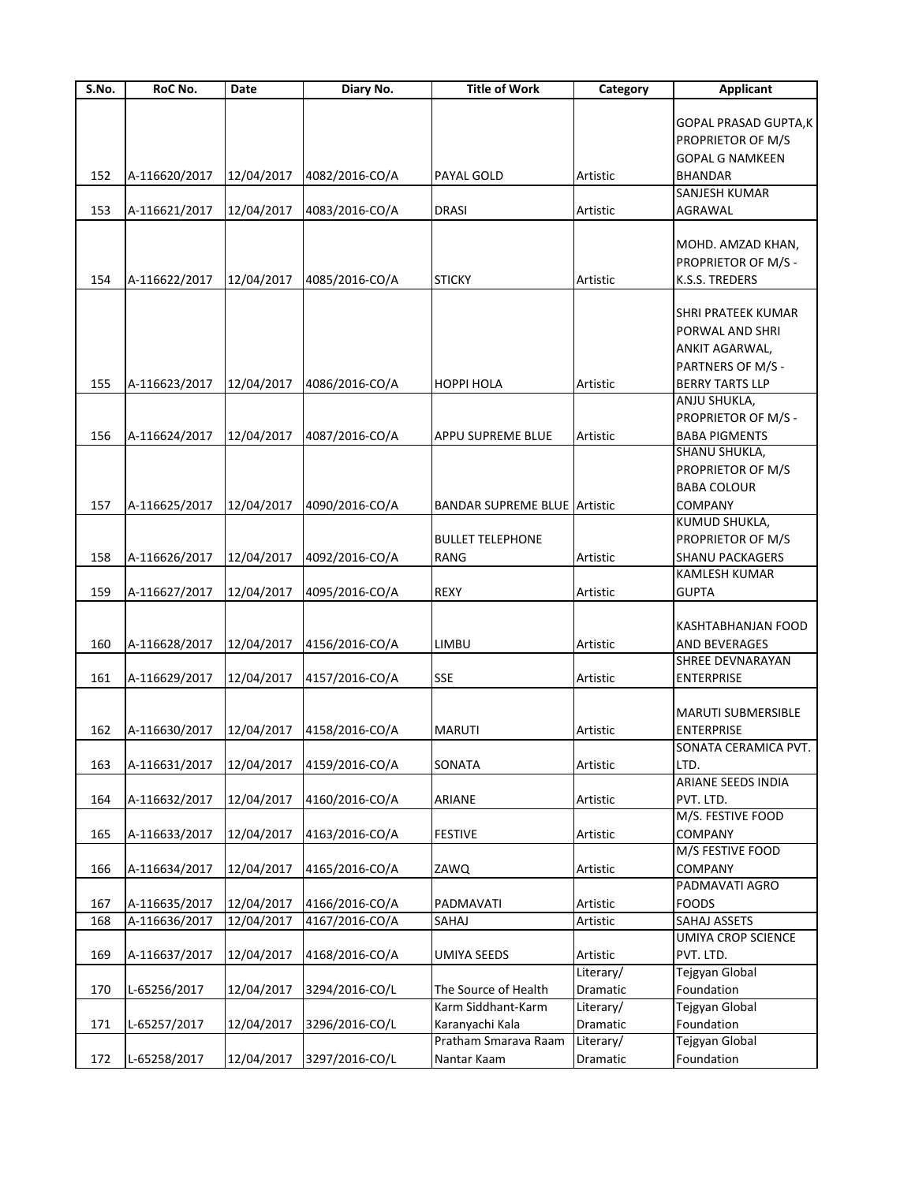| S.No. | RoC No. | Date | Diary No. | Title of Work | Category | Applicant |
|---|---|---|---|---|---|---|
| 152 | A-116620/2017 | 12/04/2017 | 4082/2016-CO/A | PAYAL GOLD | Artistic | GOPAL PRASAD GUPTA,K PROPRIETOR OF M/S GOPAL G NAMKEEN BHANDAR |
| 153 | A-116621/2017 | 12/04/2017 | 4083/2016-CO/A | DRASI | Artistic | SANJESH KUMAR AGRAWAL |
| 154 | A-116622/2017 | 12/04/2017 | 4085/2016-CO/A | STICKY | Artistic | MOHD. AMZAD KHAN, PROPRIETOR OF M/S - K.S.S. TREDERS |
| 155 | A-116623/2017 | 12/04/2017 | 4086/2016-CO/A | HOPPI HOLA | Artistic | SHRI PRATEEK KUMAR PORWAL AND SHRI ANKIT AGARWAL, PARTNERS OF M/S - BERRY TARTS LLP |
| 156 | A-116624/2017 | 12/04/2017 | 4087/2016-CO/A | APPU SUPREME BLUE | Artistic | ANJU SHUKLA, PROPRIETOR OF M/S - BABA PIGMENTS |
| 157 | A-116625/2017 | 12/04/2017 | 4090/2016-CO/A | BANDAR SUPREME BLUE | Artistic | SHANU SHUKLA, PROPRIETOR OF M/S BABA COLOUR COMPANY |
| 158 | A-116626/2017 | 12/04/2017 | 4092/2016-CO/A | BULLET TELEPHONE RANG | Artistic | KUMUD SHUKLA, PROPRIETOR OF M/S SHANU PACKAGERS |
| 159 | A-116627/2017 | 12/04/2017 | 4095/2016-CO/A | REXY | Artistic | KAMLESH KUMAR GUPTA |
| 160 | A-116628/2017 | 12/04/2017 | 4156/2016-CO/A | LIMBU | Artistic | KASHTABHANJAN FOOD AND BEVERAGES |
| 161 | A-116629/2017 | 12/04/2017 | 4157/2016-CO/A | SSE | Artistic | SHREE DEVNARAYAN ENTERPRISE |
| 162 | A-116630/2017 | 12/04/2017 | 4158/2016-CO/A | MARUTI | Artistic | MARUTI SUBMERSIBLE ENTERPRISE |
| 163 | A-116631/2017 | 12/04/2017 | 4159/2016-CO/A | SONATA | Artistic | SONATA CERAMICA PVT. LTD. |
| 164 | A-116632/2017 | 12/04/2017 | 4160/2016-CO/A | ARIANE | Artistic | ARIANE SEEDS INDIA PVT. LTD. |
| 165 | A-116633/2017 | 12/04/2017 | 4163/2016-CO/A | FESTIVE | Artistic | M/S. FESTIVE FOOD COMPANY |
| 166 | A-116634/2017 | 12/04/2017 | 4165/2016-CO/A | ZAWQ | Artistic | M/S FESTIVE FOOD COMPANY |
| 167 | A-116635/2017 | 12/04/2017 | 4166/2016-CO/A | PADMAVATI | Artistic | PADMAVATI AGRO FOODS |
| 168 | A-116636/2017 | 12/04/2017 | 4167/2016-CO/A | SAHAJ | Artistic | SAHAJ ASSETS |
| 169 | A-116637/2017 | 12/04/2017 | 4168/2016-CO/A | UMIYA SEEDS | Artistic | UMIYA CROP SCIENCE PVT. LTD. |
| 170 | L-65256/2017 | 12/04/2017 | 3294/2016-CO/L | The Source of Health | Literary/ Dramatic | Tejgyan Global Foundation |
| 171 | L-65257/2017 | 12/04/2017 | 3296/2016-CO/L | Karm Siddhant-Karm Karanyachi Kala | Literary/ Dramatic | Tejgyan Global Foundation |
| 172 | L-65258/2017 | 12/04/2017 | 3297/2016-CO/L | Pratham Smarava Raam Nantar Kaam | Literary/ Dramatic | Tejgyan Global Foundation |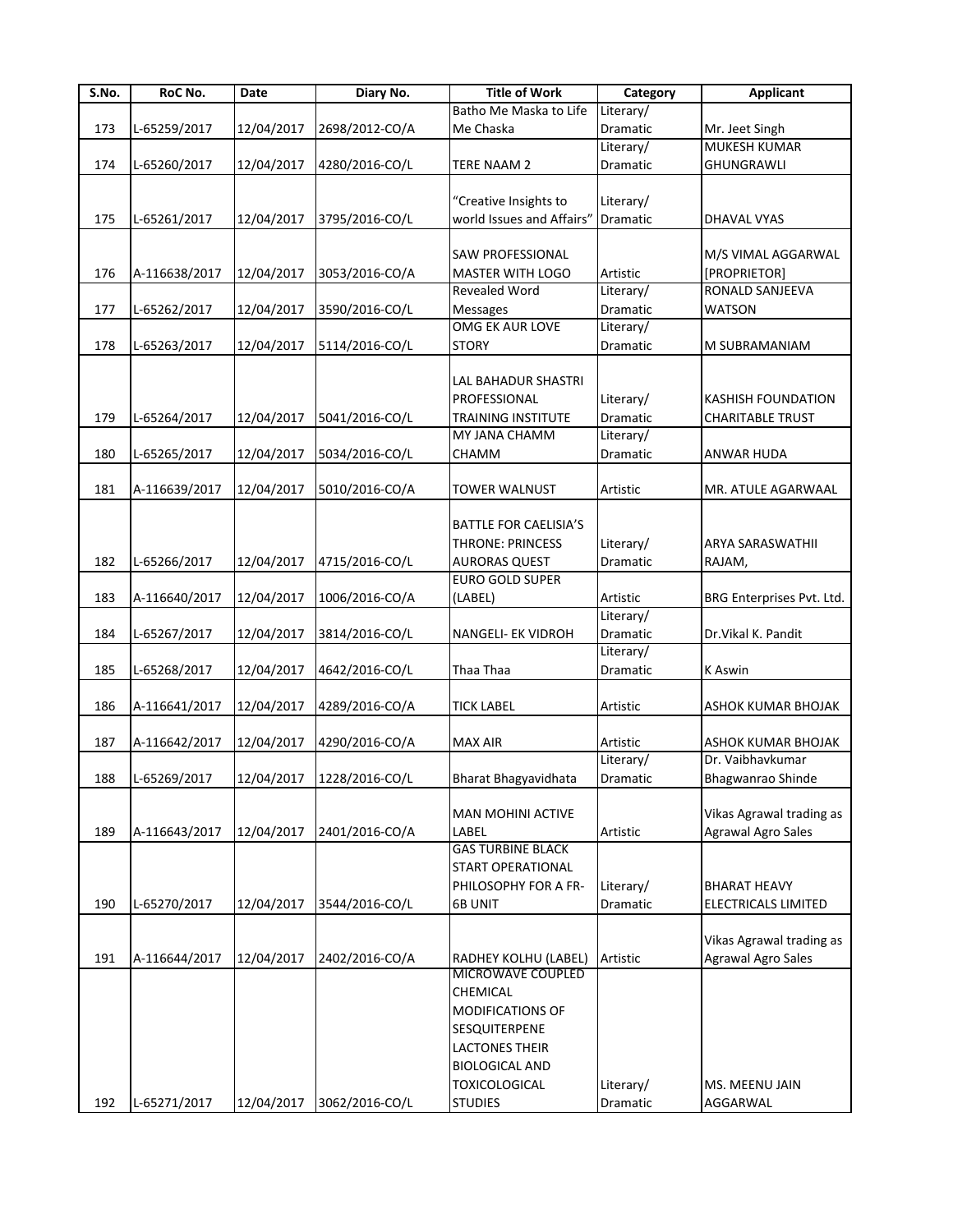| S.No. | RoC No. | Date | Diary No. | Title of Work | Category | Applicant |
|---|---|---|---|---|---|---|
| 173 | L-65259/2017 | 12/04/2017 | 2698/2012-CO/A | Batho Me Maska to Life Me Chaska | Literary/ Dramatic | Mr. Jeet Singh |
| 174 | L-65260/2017 | 12/04/2017 | 4280/2016-CO/L | TERE NAAM 2 | Literary/ Dramatic | MUKESH KUMAR GHUNGRAWLI |
| 175 | L-65261/2017 | 12/04/2017 | 3795/2016-CO/L | "Creative Insights to world Issues and Affairs" | Literary/ Dramatic | DHAVAL VYAS |
| 176 | A-116638/2017 | 12/04/2017 | 3053/2016-CO/A | SAW PROFESSIONAL MASTER WITH LOGO | Artistic | M/S VIMAL AGGARWAL [PROPRIETOR] |
| 177 | L-65262/2017 | 12/04/2017 | 3590/2016-CO/L | Revealed Word Messages | Literary/ Dramatic | RONALD SANJEEVA WATSON |
| 178 | L-65263/2017 | 12/04/2017 | 5114/2016-CO/L | OMG EK AUR LOVE STORY | Literary/ Dramatic | M SUBRAMANIAM |
| 179 | L-65264/2017 | 12/04/2017 | 5041/2016-CO/L | LAL BAHADUR SHASTRI PROFESSIONAL TRAINING INSTITUTE | Literary/ Dramatic | KASHISH FOUNDATION CHARITABLE TRUST |
| 180 | L-65265/2017 | 12/04/2017 | 5034/2016-CO/L | MY JANA CHAMM CHAMM | Literary/ Dramatic | ANWAR HUDA |
| 181 | A-116639/2017 | 12/04/2017 | 5010/2016-CO/A | TOWER WALNUST | Artistic | MR. ATULE AGARWAAL |
| 182 | L-65266/2017 | 12/04/2017 | 4715/2016-CO/L | BATTLE FOR CAELISIA'S THRONE: PRINCESS AURORAS QUEST | Literary/ Dramatic | ARYA SARASWATHII RAJAM, |
| 183 | A-116640/2017 | 12/04/2017 | 1006/2016-CO/A | EURO GOLD SUPER (LABEL) | Artistic | BRG Enterprises Pvt. Ltd. |
| 184 | L-65267/2017 | 12/04/2017 | 3814/2016-CO/L | NANGELI- EK VIDROH | Literary/ Dramatic | Dr.Vikal K. Pandit |
| 185 | L-65268/2017 | 12/04/2017 | 4642/2016-CO/L | Thaa Thaa | Literary/ Dramatic | K Aswin |
| 186 | A-116641/2017 | 12/04/2017 | 4289/2016-CO/A | TICK LABEL | Artistic | ASHOK KUMAR BHOJAK |
| 187 | A-116642/2017 | 12/04/2017 | 4290/2016-CO/A | MAX AIR | Artistic | ASHOK KUMAR BHOJAK |
| 188 | L-65269/2017 | 12/04/2017 | 1228/2016-CO/L | Bharat Bhagyavidhata | Literary/ Dramatic | Dr. Vaibhavkumar Bhagwanrao Shinde |
| 189 | A-116643/2017 | 12/04/2017 | 2401/2016-CO/A | MAN MOHINI ACTIVE LABEL | Artistic | Vikas Agrawal trading as Agrawal Agro Sales |
| 190 | L-65270/2017 | 12/04/2017 | 3544/2016-CO/L | GAS TURBINE BLACK START OPERATIONAL PHILOSOPHY FOR A FR-6B UNIT | Literary/ Dramatic | BHARAT HEAVY ELECTRICALS LIMITED |
| 191 | A-116644/2017 | 12/04/2017 | 2402/2016-CO/A | RADHEY KOLHU (LABEL) | Artistic | Vikas Agrawal trading as Agrawal Agro Sales |
| 192 | L-65271/2017 | 12/04/2017 | 3062/2016-CO/L | MICROWAVE COUPLED CHEMICAL MODIFICATIONS OF SESQUITERPENE LACTONES THEIR BIOLOGICAL AND TOXICOLOGICAL STUDIES | Literary/ Dramatic | MS. MEENU JAIN AGGARWAL |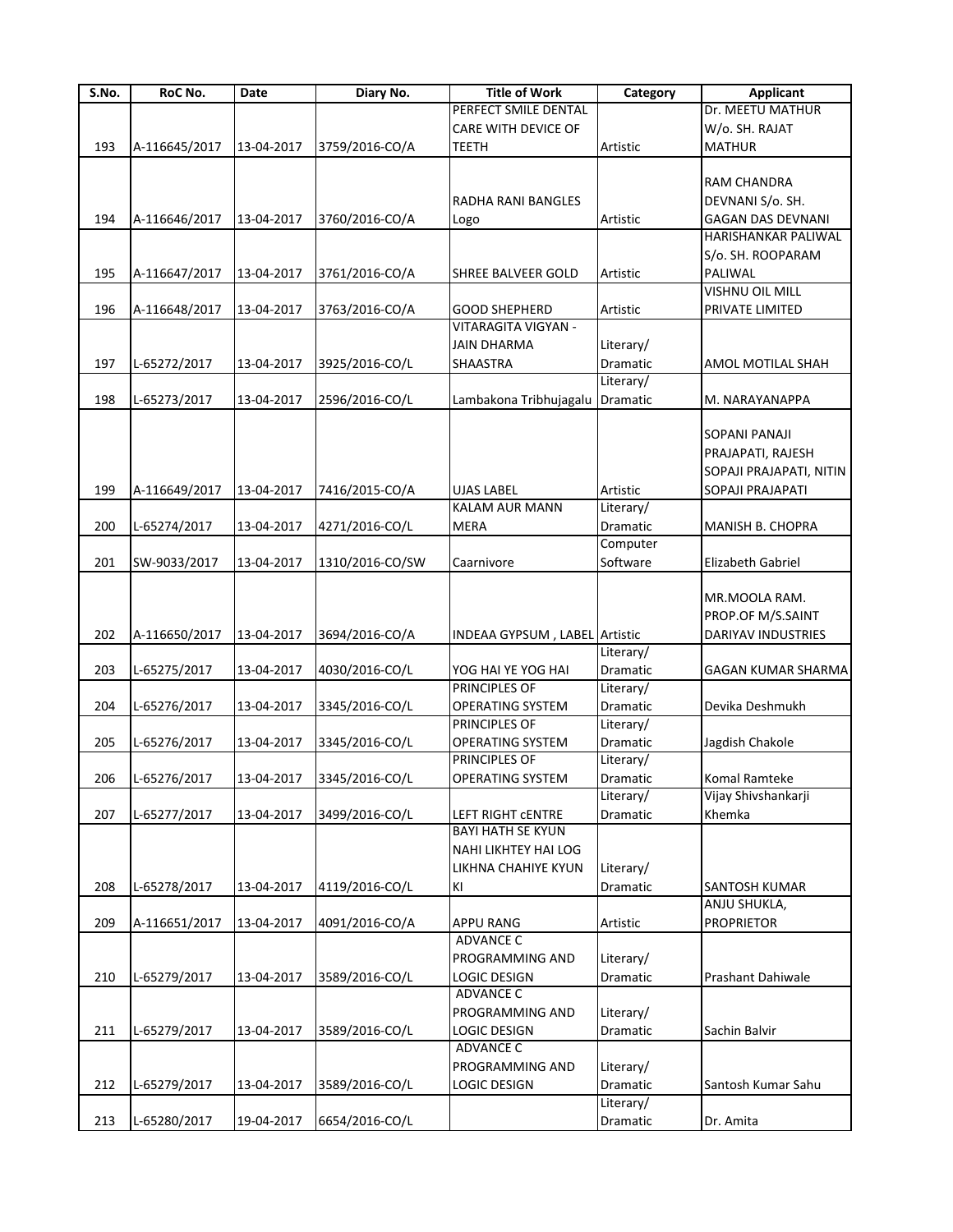| S.No. | RoC No. | Date | Diary No. | Title of Work | Category | Applicant |
|---|---|---|---|---|---|---|
| 193 | A-116645/2017 | 13-04-2017 | 3759/2016-CO/A | PERFECT SMILE DENTAL CARE WITH DEVICE OF TEETH | Artistic | Dr. MEETU MATHUR W/o. SH. RAJAT MATHUR |
| 194 | A-116646/2017 | 13-04-2017 | 3760/2016-CO/A | RADHA RANI BANGLES Logo | Artistic | RAM CHANDRA DEVNANI S/o. SH. GAGAN DAS DEVNANI |
| 195 | A-116647/2017 | 13-04-2017 | 3761/2016-CO/A | SHREE BALVEER GOLD | Artistic | HARISHANKAR PALIWAL S/o. SH. ROOPARAM PALIWAL |
| 196 | A-116648/2017 | 13-04-2017 | 3763/2016-CO/A | GOOD SHEPHERD | Artistic | VISHNU OIL MILL PRIVATE LIMITED |
| 197 | L-65272/2017 | 13-04-2017 | 3925/2016-CO/L | VITARAGITA VIGYAN - JAIN DHARMA SHAASTRA | Literary/ Dramatic | AMOL MOTILAL SHAH |
| 198 | L-65273/2017 | 13-04-2017 | 2596/2016-CO/L | Lambakona Tribhujagalu | Literary/ Dramatic | M. NARAYANAPPA |
| 199 | A-116649/2017 | 13-04-2017 | 7416/2015-CO/A | UJAS LABEL | Artistic | SOPANI PANAJI PRAJAPATI, RAJESH SOPAJI PRAJAPATI, NITIN SOPAJI PRAJAPATI |
| 200 | L-65274/2017 | 13-04-2017 | 4271/2016-CO/L | KALAM AUR MANN MERA | Literary/ Dramatic | MANISH B. CHOPRA |
| 201 | SW-9033/2017 | 13-04-2017 | 1310/2016-CO/SW | Caarnivore | Computer Software | Elizabeth Gabriel |
| 202 | A-116650/2017 | 13-04-2017 | 3694/2016-CO/A | INDEAA GYPSUM , LABEL | Artistic | MR.MOOLA RAM. PROP.OF M/S.SAINT DARIYAV INDUSTRIES |
| 203 | L-65275/2017 | 13-04-2017 | 4030/2016-CO/L | YOG HAI YE YOG HAI | Literary/ Dramatic | GAGAN KUMAR SHARMA |
| 204 | L-65276/2017 | 13-04-2017 | 3345/2016-CO/L | PRINCIPLES OF OPERATING SYSTEM | Literary/ Dramatic | Devika Deshmukh |
| 205 | L-65276/2017 | 13-04-2017 | 3345/2016-CO/L | PRINCIPLES OF OPERATING SYSTEM | Literary/ Dramatic | Jagdish Chakole |
| 206 | L-65276/2017 | 13-04-2017 | 3345/2016-CO/L | PRINCIPLES OF OPERATING SYSTEM | Literary/ Dramatic | Komal Ramteke |
| 207 | L-65277/2017 | 13-04-2017 | 3499/2016-CO/L | LEFT RIGHT cENTRE | Literary/ Dramatic | Vijay Shivshankarji Khemka |
| 208 | L-65278/2017 | 13-04-2017 | 4119/2016-CO/L | BAYI HATH SE KYUN NAHI LIKHTEY HAI LOG LIKHNA CHAHIYE KYUN KI | Literary/ Dramatic | SANTOSH KUMAR |
| 209 | A-116651/2017 | 13-04-2017 | 4091/2016-CO/A | APPU RANG | Artistic | ANJU SHUKLA, PROPRIETOR |
| 210 | L-65279/2017 | 13-04-2017 | 3589/2016-CO/L | ADVANCE C PROGRAMMING AND LOGIC DESIGN | Literary/ Dramatic | Prashant Dahiwale |
| 211 | L-65279/2017 | 13-04-2017 | 3589/2016-CO/L | ADVANCE C PROGRAMMING AND LOGIC DESIGN | Literary/ Dramatic | Sachin Balvir |
| 212 | L-65279/2017 | 13-04-2017 | 3589/2016-CO/L | ADVANCE C PROGRAMMING AND LOGIC DESIGN | Literary/ Dramatic | Santosh Kumar Sahu |
| 213 | L-65280/2017 | 19-04-2017 | 6654/2016-CO/L | | Literary/ Dramatic | Dr. Amita |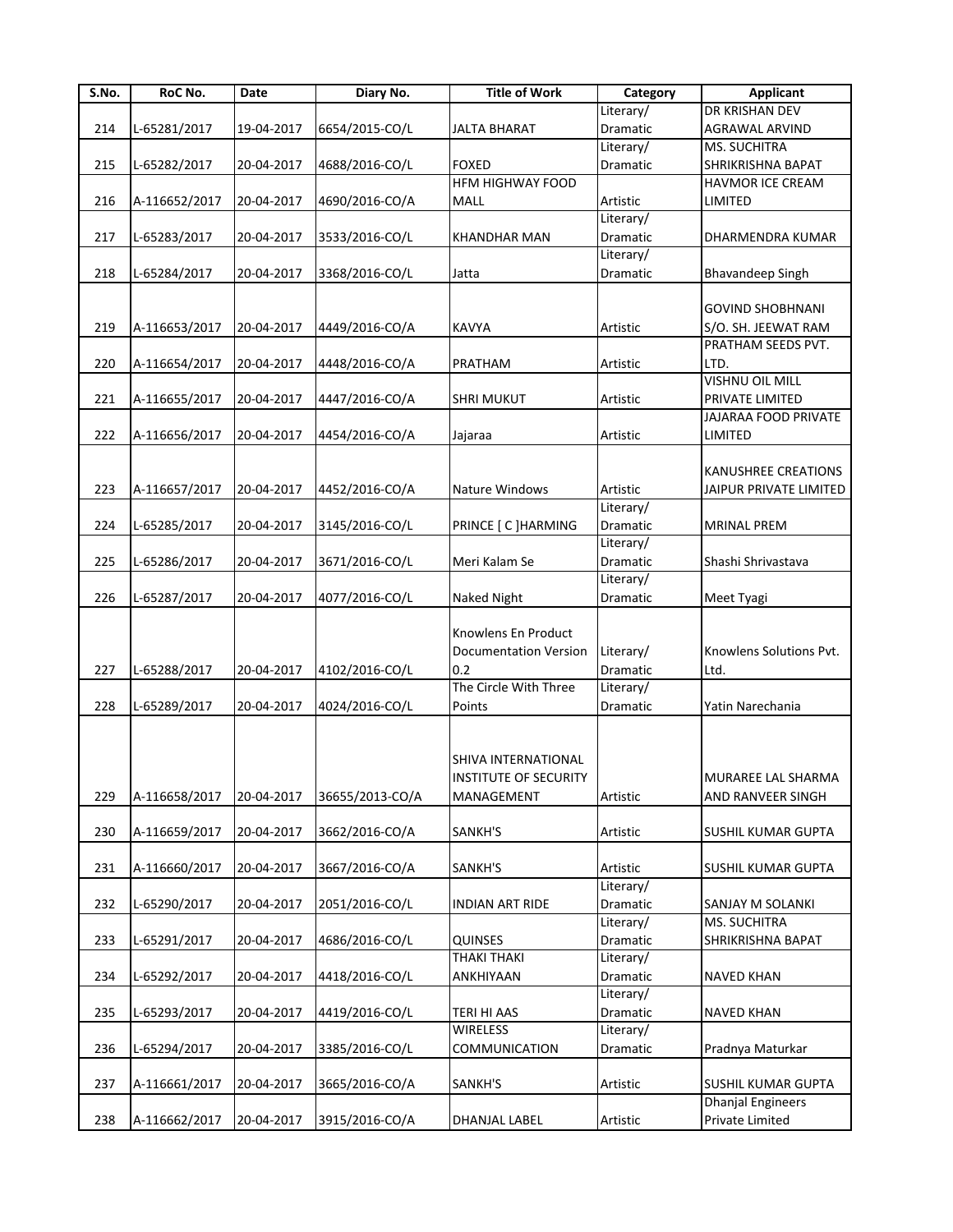| S.No. | RoC No. | Date | Diary No. | Title of Work | Category | Applicant |
|---|---|---|---|---|---|---|
| 214 | L-65281/2017 | 19-04-2017 | 6654/2015-CO/L | JALTA BHARAT | Literary/ Dramatic | DR KRISHAN DEV AGRAWAL ARVIND |
| 215 | L-65282/2017 | 20-04-2017 | 4688/2016-CO/L | FOXED | Literary/ Dramatic | MS. SUCHITRA SHRIKRISHNA BAPAT |
| 216 | A-116652/2017 | 20-04-2017 | 4690/2016-CO/A | HFM HIGHWAY FOOD MALL | Artistic | HAVMOR ICE CREAM LIMITED |
| 217 | L-65283/2017 | 20-04-2017 | 3533/2016-CO/L | KHANDHAR MAN | Literary/ Dramatic | DHARMENDRA KUMAR |
| 218 | L-65284/2017 | 20-04-2017 | 3368/2016-CO/L | Jatta | Literary/ Dramatic | Bhavandeep Singh |
| 219 | A-116653/2017 | 20-04-2017 | 4449/2016-CO/A | KAVYA | Artistic | GOVIND SHOBHNANI S/O. SH. JEEWAT RAM |
| 220 | A-116654/2017 | 20-04-2017 | 4448/2016-CO/A | PRATHAM | Artistic | PRATHAM SEEDS PVT. LTD. |
| 221 | A-116655/2017 | 20-04-2017 | 4447/2016-CO/A | SHRI MUKUT | Artistic | VISHNU OIL MILL PRIVATE LIMITED |
| 222 | A-116656/2017 | 20-04-2017 | 4454/2016-CO/A | Jajaraa | Artistic | JAJARAA FOOD PRIVATE LIMITED |
| 223 | A-116657/2017 | 20-04-2017 | 4452/2016-CO/A | Nature Windows | Artistic | KANUSHREE CREATIONS JAIPUR PRIVATE LIMITED |
| 224 | L-65285/2017 | 20-04-2017 | 3145/2016-CO/L | PRINCE [ C ]HARMING | Literary/ Dramatic | MRINAL PREM |
| 225 | L-65286/2017 | 20-04-2017 | 3671/2016-CO/L | Meri Kalam Se | Literary/ Dramatic | Shashi Shrivastava |
| 226 | L-65287/2017 | 20-04-2017 | 4077/2016-CO/L | Naked Night | Literary/ Dramatic | Meet Tyagi |
| 227 | L-65288/2017 | 20-04-2017 | 4102/2016-CO/L | Knowlens En Product Documentation Version 0.2 | Literary/ Dramatic | Knowlens Solutions Pvt. Ltd. |
| 228 | L-65289/2017 | 20-04-2017 | 4024/2016-CO/L | The Circle With Three Points | Literary/ Dramatic | Yatin Narechania |
| 229 | A-116658/2017 | 20-04-2017 | 36655/2013-CO/A | SHIVA INTERNATIONAL INSTITUTE OF SECURITY MANAGEMENT | Artistic | MURAREE LAL SHARMA AND RANVEER SINGH |
| 230 | A-116659/2017 | 20-04-2017 | 3662/2016-CO/A | SANKH'S | Artistic | SUSHIL KUMAR GUPTA |
| 231 | A-116660/2017 | 20-04-2017 | 3667/2016-CO/A | SANKH'S | Artistic | SUSHIL KUMAR GUPTA |
| 232 | L-65290/2017 | 20-04-2017 | 2051/2016-CO/L | INDIAN ART RIDE | Literary/ Dramatic | SANJAY M SOLANKI |
| 233 | L-65291/2017 | 20-04-2017 | 4686/2016-CO/L | QUINSES | Literary/ Dramatic | MS. SUCHITRA SHRIKRISHNA BAPAT |
| 234 | L-65292/2017 | 20-04-2017 | 4418/2016-CO/L | THAKI THAKI ANKHIYAAN | Literary/ Dramatic | NAVED KHAN |
| 235 | L-65293/2017 | 20-04-2017 | 4419/2016-CO/L | TERI HI AAS | Literary/ Dramatic | NAVED KHAN |
| 236 | L-65294/2017 | 20-04-2017 | 3385/2016-CO/L | WIRELESS COMMUNICATION | Literary/ Dramatic | Pradnya Maturkar |
| 237 | A-116661/2017 | 20-04-2017 | 3665/2016-CO/A | SANKH'S | Artistic | SUSHIL KUMAR GUPTA |
| 238 | A-116662/2017 | 20-04-2017 | 3915/2016-CO/A | DHANJAL LABEL | Artistic | Dhanjal Engineers Private Limited |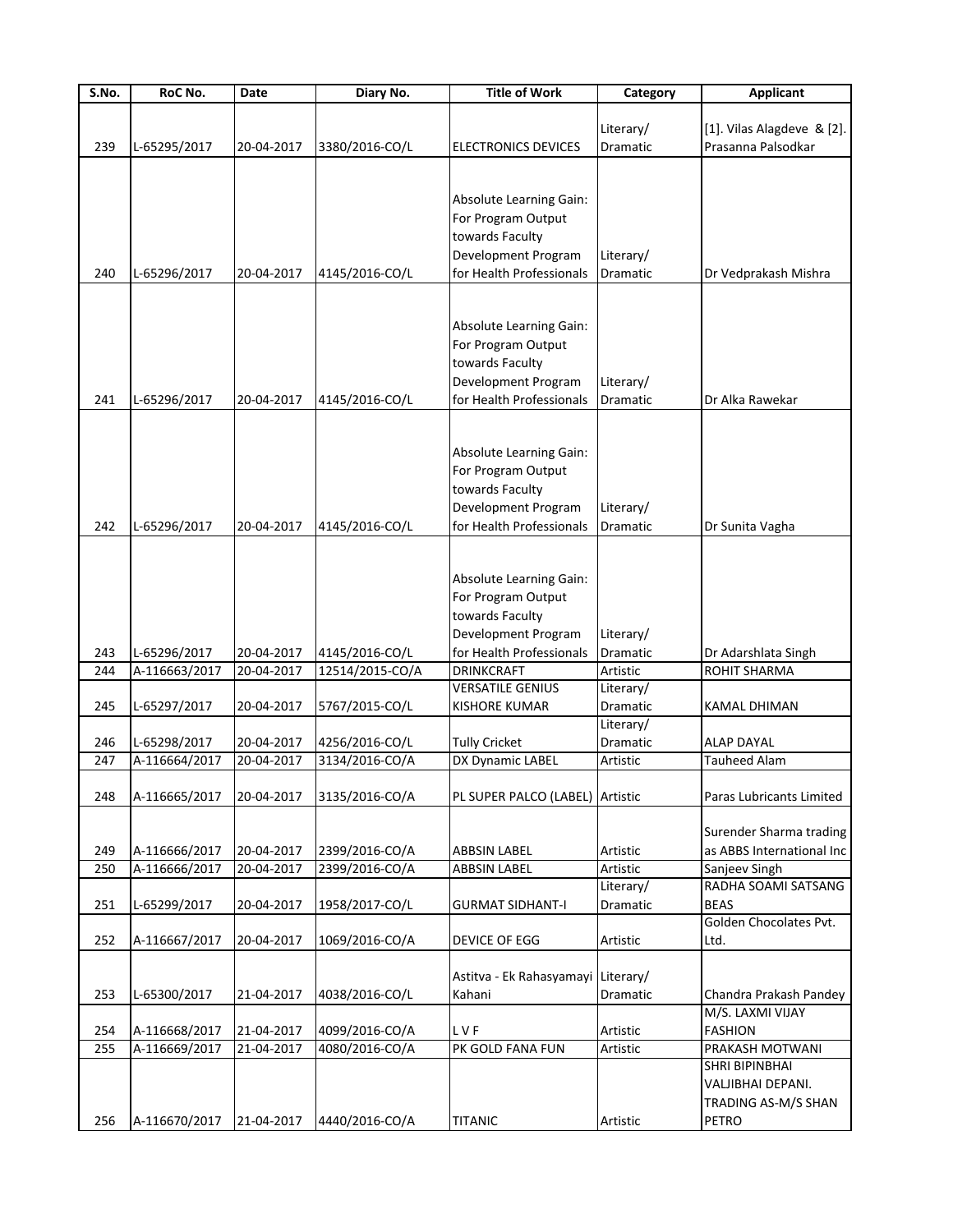| S.No. | RoC No. | Date | Diary No. | Title of Work | Category | Applicant |
|---|---|---|---|---|---|---|
| 239 | L-65295/2017 | 20-04-2017 | 3380/2016-CO/L | ELECTRONICS DEVICES | Literary/ Dramatic | [1]. Vilas Alagdeve & [2]. Prasanna Palsodkar |
| 240 | L-65296/2017 | 20-04-2017 | 4145/2016-CO/L | Absolute Learning Gain: For Program Output towards Faculty Development Program for Health Professionals | Literary/ Dramatic | Dr Vedprakash Mishra |
| 241 | L-65296/2017 | 20-04-2017 | 4145/2016-CO/L | Absolute Learning Gain: For Program Output towards Faculty Development Program for Health Professionals | Literary/ Dramatic | Dr Alka Rawekar |
| 242 | L-65296/2017 | 20-04-2017 | 4145/2016-CO/L | Absolute Learning Gain: For Program Output towards Faculty Development Program for Health Professionals | Literary/ Dramatic | Dr Sunita Vagha |
| 243 | L-65296/2017 | 20-04-2017 | 4145/2016-CO/L | Absolute Learning Gain: For Program Output towards Faculty Development Program for Health Professionals | Literary/ Dramatic | Dr Adarshlata Singh |
| 244 | A-116663/2017 | 20-04-2017 | 12514/2015-CO/A | DRINKCRAFT | Artistic | ROHIT SHARMA |
| 245 | L-65297/2017 | 20-04-2017 | 5767/2015-CO/L | VERSATILE GENIUS KISHORE KUMAR | Literary/ Dramatic | KAMAL DHIMAN |
| 246 | L-65298/2017 | 20-04-2017 | 4256/2016-CO/L | Tully Cricket | Literary/ Dramatic | ALAP DAYAL |
| 247 | A-116664/2017 | 20-04-2017 | 3134/2016-CO/A | DX Dynamic LABEL | Artistic | Tauheed Alam |
| 248 | A-116665/2017 | 20-04-2017 | 3135/2016-CO/A | PL SUPER PALCO (LABEL) | Artistic | Paras Lubricants Limited |
| 249 | A-116666/2017 | 20-04-2017 | 2399/2016-CO/A | ABBSIN LABEL | Artistic | Surender Sharma trading as ABBS International Inc |
| 250 | A-116666/2017 | 20-04-2017 | 2399/2016-CO/A | ABBSIN LABEL | Artistic | Sanjeev Singh |
| 251 | L-65299/2017 | 20-04-2017 | 1958/2017-CO/L | GURMAT SIDHANT-I | Literary/ Dramatic | RADHA SOAMI SATSANG BEAS |
| 252 | A-116667/2017 | 20-04-2017 | 1069/2016-CO/A | DEVICE OF EGG | Artistic | Golden Chocolates Pvt. Ltd. |
| 253 | L-65300/2017 | 21-04-2017 | 4038/2016-CO/L | Astitva - Ek Rahasyamayi Kahani | Literary/ Dramatic | Chandra Prakash Pandey |
| 254 | A-116668/2017 | 21-04-2017 | 4099/2016-CO/A | L V F | Artistic | M/S. LAXMI VIJAY FASHION |
| 255 | A-116669/2017 | 21-04-2017 | 4080/2016-CO/A | PK GOLD FANA FUN | Artistic | PRAKASH MOTWANI |
| 256 | A-116670/2017 | 21-04-2017 | 4440/2016-CO/A | TITANIC | Artistic | SHRI BIPINBHAI VALJIBHAI DEPANI. TRADING AS-M/S SHAN PETRO |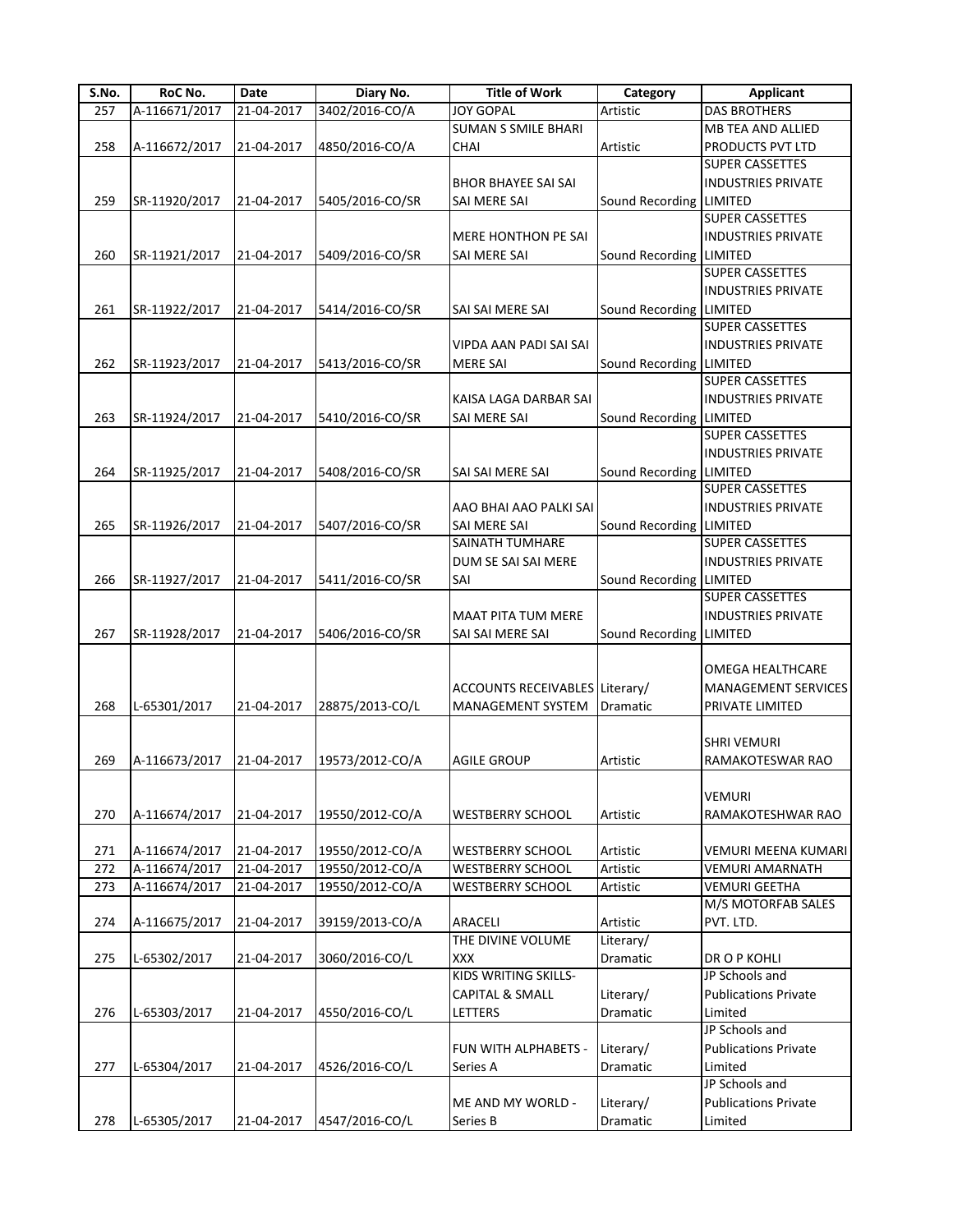| S.No. | RoC No. | Date | Diary No. | Title of Work | Category | Applicant |
|---|---|---|---|---|---|---|
| 257 | A-116671/2017 | 21-04-2017 | 3402/2016-CO/A | JOY GOPAL | Artistic | DAS BROTHERS |
| 258 | A-116672/2017 | 21-04-2017 | 4850/2016-CO/A | SUMAN S SMILE BHARI CHAI | Artistic | MB TEA AND ALLIED PRODUCTS PVT LTD |
| 259 | SR-11920/2017 | 21-04-2017 | 5405/2016-CO/SR | BHOR BHAYEE SAI SAI SAI MERE SAI | Sound Recording | SUPER CASSETTES INDUSTRIES PRIVATE LIMITED |
| 260 | SR-11921/2017 | 21-04-2017 | 5409/2016-CO/SR | MERE HONTHON PE SAI SAI MERE SAI | Sound Recording | SUPER CASSETTES INDUSTRIES PRIVATE LIMITED |
| 261 | SR-11922/2017 | 21-04-2017 | 5414/2016-CO/SR | SAI SAI MERE SAI | Sound Recording | SUPER CASSETTES INDUSTRIES PRIVATE LIMITED |
| 262 | SR-11923/2017 | 21-04-2017 | 5413/2016-CO/SR | VIPDA AAN PADI SAI SAI MERE SAI | Sound Recording | SUPER CASSETTES INDUSTRIES PRIVATE LIMITED |
| 263 | SR-11924/2017 | 21-04-2017 | 5410/2016-CO/SR | KAISA LAGA DARBAR SAI SAI MERE SAI | Sound Recording | SUPER CASSETTES INDUSTRIES PRIVATE LIMITED |
| 264 | SR-11925/2017 | 21-04-2017 | 5408/2016-CO/SR | SAI SAI MERE SAI | Sound Recording | SUPER CASSETTES INDUSTRIES PRIVATE LIMITED |
| 265 | SR-11926/2017 | 21-04-2017 | 5407/2016-CO/SR | AAO BHAI AAO PALKI SAI SAI MERE SAI | Sound Recording | SUPER CASSETTES INDUSTRIES PRIVATE LIMITED |
| 266 | SR-11927/2017 | 21-04-2017 | 5411/2016-CO/SR | SAINATH TUMHARE DUM SE SAI SAI MERE SAI | Sound Recording | SUPER CASSETTES INDUSTRIES PRIVATE LIMITED |
| 267 | SR-11928/2017 | 21-04-2017 | 5406/2016-CO/SR | MAAT PITA TUM MERE SAI SAI MERE SAI | Sound Recording | SUPER CASSETTES INDUSTRIES PRIVATE LIMITED |
| 268 | L-65301/2017 | 21-04-2017 | 28875/2013-CO/L | ACCOUNTS RECEIVABLES MANAGEMENT SYSTEM | Literary/ Dramatic | OMEGA HEALTHCARE MANAGEMENT SERVICES PRIVATE LIMITED |
| 269 | A-116673/2017 | 21-04-2017 | 19573/2012-CO/A | AGILE GROUP | Artistic | SHRI VEMURI RAMAKOTESWAR RAO |
| 270 | A-116674/2017 | 21-04-2017 | 19550/2012-CO/A | WESTBERRY SCHOOL | Artistic | VEMURI RAMAKOTESHWAR RAO |
| 271 | A-116674/2017 | 21-04-2017 | 19550/2012-CO/A | WESTBERRY SCHOOL | Artistic | VEMURI MEENA KUMARI |
| 272 | A-116674/2017 | 21-04-2017 | 19550/2012-CO/A | WESTBERRY SCHOOL | Artistic | VEMURI AMARNATH |
| 273 | A-116674/2017 | 21-04-2017 | 19550/2012-CO/A | WESTBERRY SCHOOL | Artistic | VEMURI GEETHA |
| 274 | A-116675/2017 | 21-04-2017 | 39159/2013-CO/A | ARACELI | Artistic | M/S MOTORFAB SALES PVT. LTD. |
| 275 | L-65302/2017 | 21-04-2017 | 3060/2016-CO/L | THE DIVINE VOLUME XXX | Literary/ Dramatic | DR O P KOHLI |
| 276 | L-65303/2017 | 21-04-2017 | 4550/2016-CO/L | KIDS WRITING SKILLS-CAPITAL & SMALL LETTERS | Literary/ Dramatic | JP Schools and Publications Private Limited |
| 277 | L-65304/2017 | 21-04-2017 | 4526/2016-CO/L | FUN WITH ALPHABETS - Series A | Literary/ Dramatic | JP Schools and Publications Private Limited |
| 278 | L-65305/2017 | 21-04-2017 | 4547/2016-CO/L | ME AND MY WORLD - Series B | Literary/ Dramatic | JP Schools and Publications Private Limited |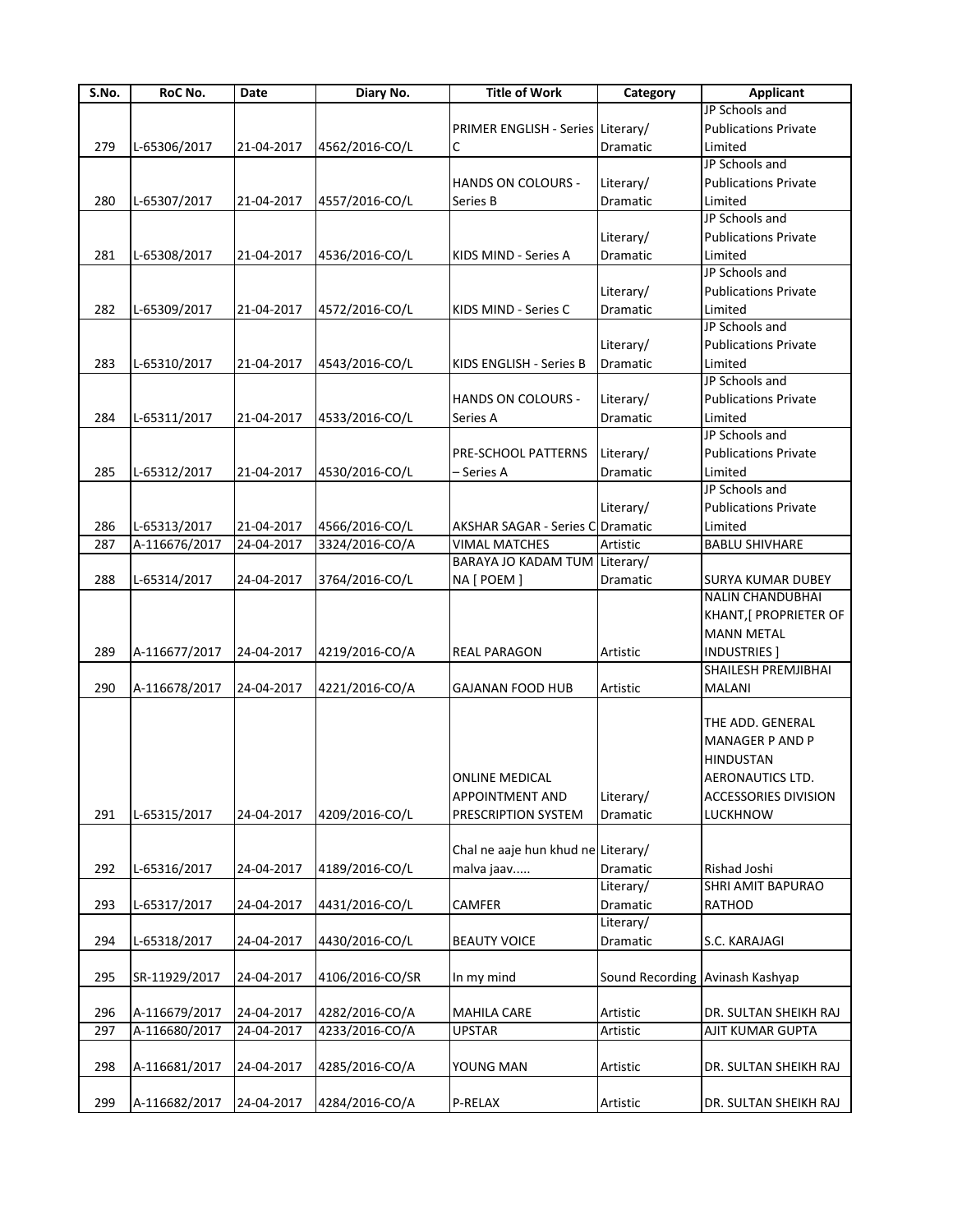| S.No. | RoC No. | Date | Diary No. | Title of Work | Category | Applicant |
|---|---|---|---|---|---|---|
| 279 | L-65306/2017 | 21-04-2017 | 4562/2016-CO/L | PRIMER ENGLISH - Series C | Literary/ Dramatic | JP Schools and Publications Private Limited |
| 280 | L-65307/2017 | 21-04-2017 | 4557/2016-CO/L | HANDS ON COLOURS - Series B | Literary/ Dramatic | JP Schools and Publications Private Limited |
| 281 | L-65308/2017 | 21-04-2017 | 4536/2016-CO/L | KIDS MIND - Series A | Literary/ Dramatic | JP Schools and Publications Private Limited |
| 282 | L-65309/2017 | 21-04-2017 | 4572/2016-CO/L | KIDS MIND - Series C | Literary/ Dramatic | JP Schools and Publications Private Limited |
| 283 | L-65310/2017 | 21-04-2017 | 4543/2016-CO/L | KIDS ENGLISH - Series B | Literary/ Dramatic | JP Schools and Publications Private Limited |
| 284 | L-65311/2017 | 21-04-2017 | 4533/2016-CO/L | HANDS ON COLOURS - Series A | Literary/ Dramatic | JP Schools and Publications Private Limited |
| 285 | L-65312/2017 | 21-04-2017 | 4530/2016-CO/L | PRE-SCHOOL PATTERNS – Series A | Literary/ Dramatic | JP Schools and Publications Private Limited |
| 286 | L-65313/2017 | 21-04-2017 | 4566/2016-CO/L | AKSHAR SAGAR - Series C | Literary/ Dramatic | JP Schools and Publications Private Limited |
| 287 | A-116676/2017 | 24-04-2017 | 3324/2016-CO/A | VIMAL MATCHES | Artistic | BABLU SHIVHARE |
| 288 | L-65314/2017 | 24-04-2017 | 3764/2016-CO/L | BARAYA JO KADAM TUM NA [ POEM ] | Literary/ Dramatic | SURYA KUMAR DUBEY |
| 289 | A-116677/2017 | 24-04-2017 | 4219/2016-CO/A | REAL PARAGON | Artistic | NALIN CHANDUBHAI KHANT,[ PROPRIETER OF MANN METAL INDUSTRIES ] |
| 290 | A-116678/2017 | 24-04-2017 | 4221/2016-CO/A | GAJANAN FOOD HUB | Artistic | SHAILESH PREMJIBHAI MALANI |
| 291 | L-65315/2017 | 24-04-2017 | 4209/2016-CO/L | ONLINE MEDICAL APPOINTMENT AND PRESCRIPTION SYSTEM | Literary/ Dramatic | THE ADD. GENERAL MANAGER P AND P HINDUSTAN AERONAUTICS LTD. ACCESSORIES DIVISION LUCKHNOW |
| 292 | L-65316/2017 | 24-04-2017 | 4189/2016-CO/L | Chal ne aaje hun khud ne malva jaav..... | Literary/ Dramatic | Rishad Joshi |
| 293 | L-65317/2017 | 24-04-2017 | 4431/2016-CO/L | CAMFER | Literary/ Dramatic | SHRI AMIT BAPURAO RATHOD |
| 294 | L-65318/2017 | 24-04-2017 | 4430/2016-CO/L | BEAUTY VOICE | Literary/ Dramatic | S.C. KARAJAGI |
| 295 | SR-11929/2017 | 24-04-2017 | 4106/2016-CO/SR | In my mind | Sound Recording | Avinash Kashyap |
| 296 | A-116679/2017 | 24-04-2017 | 4282/2016-CO/A | MAHILA CARE | Artistic | DR. SULTAN SHEIKH RAJ |
| 297 | A-116680/2017 | 24-04-2017 | 4233/2016-CO/A | UPSTAR | Artistic | AJIT KUMAR GUPTA |
| 298 | A-116681/2017 | 24-04-2017 | 4285/2016-CO/A | YOUNG MAN | Artistic | DR. SULTAN SHEIKH RAJ |
| 299 | A-116682/2017 | 24-04-2017 | 4284/2016-CO/A | P-RELAX | Artistic | DR. SULTAN SHEIKH RAJ |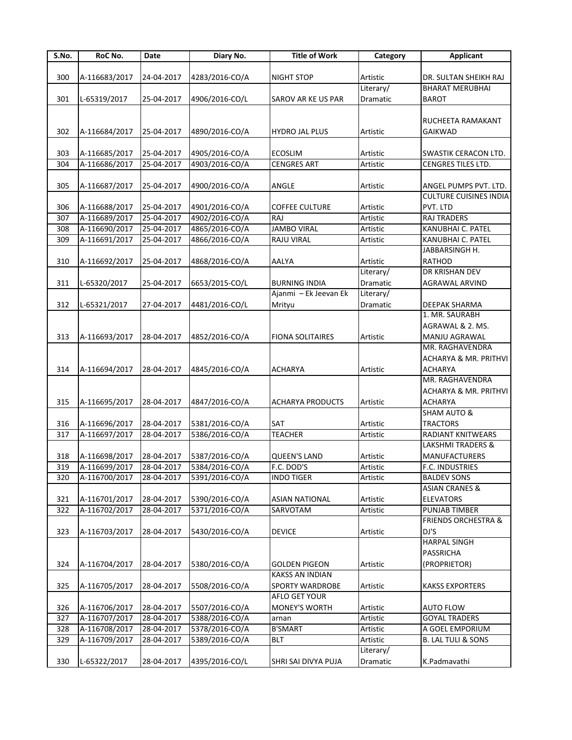| S.No. | RoC No. | Date | Diary No. | Title of Work | Category | Applicant |
|---|---|---|---|---|---|---|
| 300 | A-116683/2017 | 24-04-2017 | 4283/2016-CO/A | NIGHT STOP | Artistic | DR. SULTAN SHEIKH RAJ |
| 301 | L-65319/2017 | 25-04-2017 | 4906/2016-CO/L | SAROV AR KE US PAR | Literary/ Dramatic | BHARAT MERUBHAI BAROT |
| 302 | A-116684/2017 | 25-04-2017 | 4890/2016-CO/A | HYDRO JAL PLUS | Artistic | RUCHEETA RAMAKANT GAIKWAD |
| 303 | A-116685/2017 | 25-04-2017 | 4905/2016-CO/A | ECOSLIM | Artistic | SWASTIK CERACON LTD. |
| 304 | A-116686/2017 | 25-04-2017 | 4903/2016-CO/A | CENGRES ART | Artistic | CENGRES TILES LTD. |
| 305 | A-116687/2017 | 25-04-2017 | 4900/2016-CO/A | ANGLE | Artistic | ANGEL PUMPS PVT. LTD. |
| 306 | A-116688/2017 | 25-04-2017 | 4901/2016-CO/A | COFFEE CULTURE | Artistic | CULTURE CUISINES INDIA PVT. LTD |
| 307 | A-116689/2017 | 25-04-2017 | 4902/2016-CO/A | RAJ | Artistic | RAJ TRADERS |
| 308 | A-116690/2017 | 25-04-2017 | 4865/2016-CO/A | JAMBO VIRAL | Artistic | KANUBHAI C. PATEL |
| 309 | A-116691/2017 | 25-04-2017 | 4866/2016-CO/A | RAJU VIRAL | Artistic | KANUBHAI C. PATEL |
| 310 | A-116692/2017 | 25-04-2017 | 4868/2016-CO/A | AALYA | Artistic | JABBARSINGH H. RATHOD |
| 311 | L-65320/2017 | 25-04-2017 | 6653/2015-CO/L | BURNING INDIA | Literary/ Dramatic | DR KRISHAN DEV AGRAWAL ARVIND |
| 312 | L-65321/2017 | 27-04-2017 | 4481/2016-CO/L | Ajanmi – Ek Jeevan Ek Mrityu | Literary/ Dramatic | DEEPAK SHARMA |
| 313 | A-116693/2017 | 28-04-2017 | 4852/2016-CO/A | FIONA SOLITAIRES | Artistic | 1. MR. SAURABH AGRAWAL & 2. MS. MANJU AGRAWAL |
| 314 | A-116694/2017 | 28-04-2017 | 4845/2016-CO/A | ACHARYA | Artistic | MR. RAGHAVENDRA ACHARYA & MR. PRITHVI ACHARYA |
| 315 | A-116695/2017 | 28-04-2017 | 4847/2016-CO/A | ACHARYA PRODUCTS | Artistic | MR. RAGHAVENDRA ACHARYA & MR. PRITHVI ACHARYA |
| 316 | A-116696/2017 | 28-04-2017 | 5381/2016-CO/A | SAT | Artistic | SHAM AUTO & TRACTORS |
| 317 | A-116697/2017 | 28-04-2017 | 5386/2016-CO/A | TEACHER | Artistic | RADIANT KNITWEARS |
| 318 | A-116698/2017 | 28-04-2017 | 5387/2016-CO/A | QUEEN'S LAND | Artistic | LAKSHMI TRADERS & MANUFACTURERS |
| 319 | A-116699/2017 | 28-04-2017 | 5384/2016-CO/A | F.C. DOD'S | Artistic | F.C. INDUSTRIES |
| 320 | A-116700/2017 | 28-04-2017 | 5391/2016-CO/A | INDO TIGER | Artistic | BALDEV SONS |
| 321 | A-116701/2017 | 28-04-2017 | 5390/2016-CO/A | ASIAN NATIONAL | Artistic | ASIAN CRANES & ELEVATORS |
| 322 | A-116702/2017 | 28-04-2017 | 5371/2016-CO/A | SARVOTAM | Artistic | PUNJAB TIMBER |
| 323 | A-116703/2017 | 28-04-2017 | 5430/2016-CO/A | DEVICE | Artistic | FRIENDS ORCHESTRA & DJ'S |
| 324 | A-116704/2017 | 28-04-2017 | 5380/2016-CO/A | GOLDEN PIGEON | Artistic | HARPAL SINGH PASSRICHA (PROPRIETOR) |
| 325 | A-116705/2017 | 28-04-2017 | 5508/2016-CO/A | KAKSS AN INDIAN SPORTY WARDROBE | Artistic | KAKSS EXPORTERS |
| 326 | A-116706/2017 | 28-04-2017 | 5507/2016-CO/A | AFLO GET YOUR MONEY'S WORTH | Artistic | AUTO FLOW |
| 327 | A-116707/2017 | 28-04-2017 | 5388/2016-CO/A | arnan | Artistic | GOYAL TRADERS |
| 328 | A-116708/2017 | 28-04-2017 | 5378/2016-CO/A | B'SMART | Artistic | A GOEL EMPORIUM |
| 329 | A-116709/2017 | 28-04-2017 | 5389/2016-CO/A | BLT | Artistic | B. LAL TULI & SONS |
| 330 | L-65322/2017 | 28-04-2017 | 4395/2016-CO/L | SHRI SAI DIVYA PUJA | Literary/ Dramatic | K.Padmavathi |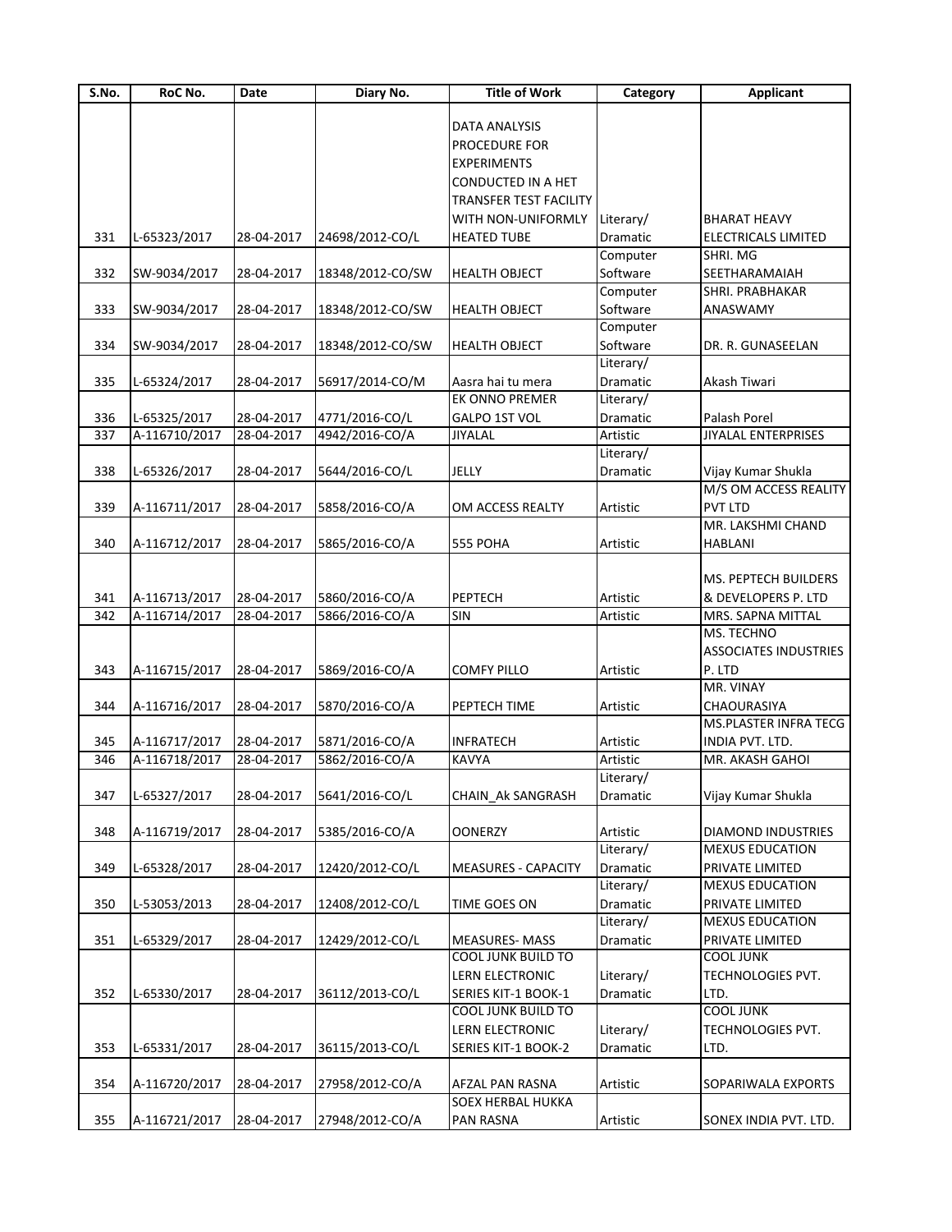| S.No. | RoC No. | Date | Diary No. | Title of Work | Category | Applicant |
|---|---|---|---|---|---|---|
| 331 | L-65323/2017 | 28-04-2017 | 24698/2012-CO/L | DATA ANALYSIS PROCEDURE FOR EXPERIMENTS CONDUCTED IN A HET TRANSFER TEST FACILITY WITH NON-UNIFORMLY HEATED TUBE | Literary/ Dramatic | BHARAT HEAVY ELECTRICALS LIMITED |
| 332 | SW-9034/2017 | 28-04-2017 | 18348/2012-CO/SW | HEALTH OBJECT | Computer Software | SHRI. MG SEETHARAMAIAH |
| 333 | SW-9034/2017 | 28-04-2017 | 18348/2012-CO/SW | HEALTH OBJECT | Computer Software | SHRI. PRABHAKAR ANASWAMY |
| 334 | SW-9034/2017 | 28-04-2017 | 18348/2012-CO/SW | HEALTH OBJECT | Computer Software | DR. R. GUNASEELAN |
| 335 | L-65324/2017 | 28-04-2017 | 56917/2014-CO/M | Aasra hai tu mera | Literary/ Dramatic | Akash Tiwari |
| 336 | L-65325/2017 | 28-04-2017 | 4771/2016-CO/L | EK ONNO PREMER GALPO 1ST VOL | Literary/ Dramatic | Palash Porel |
| 337 | A-116710/2017 | 28-04-2017 | 4942/2016-CO/A | JIYALAL | Artistic | JIYALAL ENTERPRISES |
| 338 | L-65326/2017 | 28-04-2017 | 5644/2016-CO/L | JELLY | Literary/ Dramatic | Vijay Kumar Shukla |
| 339 | A-116711/2017 | 28-04-2017 | 5858/2016-CO/A | OM ACCESS REALTY | Artistic | M/S OM ACCESS REALITY PVT LTD |
| 340 | A-116712/2017 | 28-04-2017 | 5865/2016-CO/A | 555 POHA | Artistic | MR. LAKSHMI CHAND HABLANI |
| 341 | A-116713/2017 | 28-04-2017 | 5860/2016-CO/A | PEPTECH | Artistic | MS. PEPTECH BUILDERS & DEVELOPERS P. LTD |
| 342 | A-116714/2017 | 28-04-2017 | 5866/2016-CO/A | SIN | Artistic | MRS. SAPNA MITTAL |
| 343 | A-116715/2017 | 28-04-2017 | 5869/2016-CO/A | COMFY PILLO | Artistic | MS. TECHNO ASSOCIATES INDUSTRIES P. LTD |
| 344 | A-116716/2017 | 28-04-2017 | 5870/2016-CO/A | PEPTECH TIME | Artistic | MR. VINAY CHAOURASIYA |
| 345 | A-116717/2017 | 28-04-2017 | 5871/2016-CO/A | INFRATECH | Artistic | MS.PLASTER INFRA TECG INDIA PVT. LTD. |
| 346 | A-116718/2017 | 28-04-2017 | 5862/2016-CO/A | KAVYA | Artistic | MR. AKASH GAHOI |
| 347 | L-65327/2017 | 28-04-2017 | 5641/2016-CO/L | CHAIN_Ak SANGRASH | Literary/ Dramatic | Vijay Kumar Shukla |
| 348 | A-116719/2017 | 28-04-2017 | 5385/2016-CO/A | OONERZY | Artistic | DIAMOND INDUSTRIES |
| 349 | L-65328/2017 | 28-04-2017 | 12420/2012-CO/L | MEASURES - CAPACITY | Literary/ Dramatic | MEXUS EDUCATION PRIVATE LIMITED |
| 350 | L-53053/2013 | 28-04-2017 | 12408/2012-CO/L | TIME GOES ON | Literary/ Dramatic | MEXUS EDUCATION PRIVATE LIMITED |
| 351 | L-65329/2017 | 28-04-2017 | 12429/2012-CO/L | MEASURES- MASS | Literary/ Dramatic | MEXUS EDUCATION PRIVATE LIMITED |
| 352 | L-65330/2017 | 28-04-2017 | 36112/2013-CO/L | COOL JUNK BUILD TO LERN ELECTRONIC SERIES KIT-1 BOOK-1 | Literary/ Dramatic | COOL JUNK TECHNOLOGIES PVT. LTD. |
| 353 | L-65331/2017 | 28-04-2017 | 36115/2013-CO/L | COOL JUNK BUILD TO LERN ELECTRONIC SERIES KIT-1 BOOK-2 | Literary/ Dramatic | COOL JUNK TECHNOLOGIES PVT. LTD. |
| 354 | A-116720/2017 | 28-04-2017 | 27958/2012-CO/A | AFZAL PAN RASNA | Artistic | SOPARIWALA EXPORTS |
| 355 | A-116721/2017 | 28-04-2017 | 27948/2012-CO/A | SOEX HERBAL HUKKA PAN RASNA | Artistic | SONEX INDIA PVT. LTD. |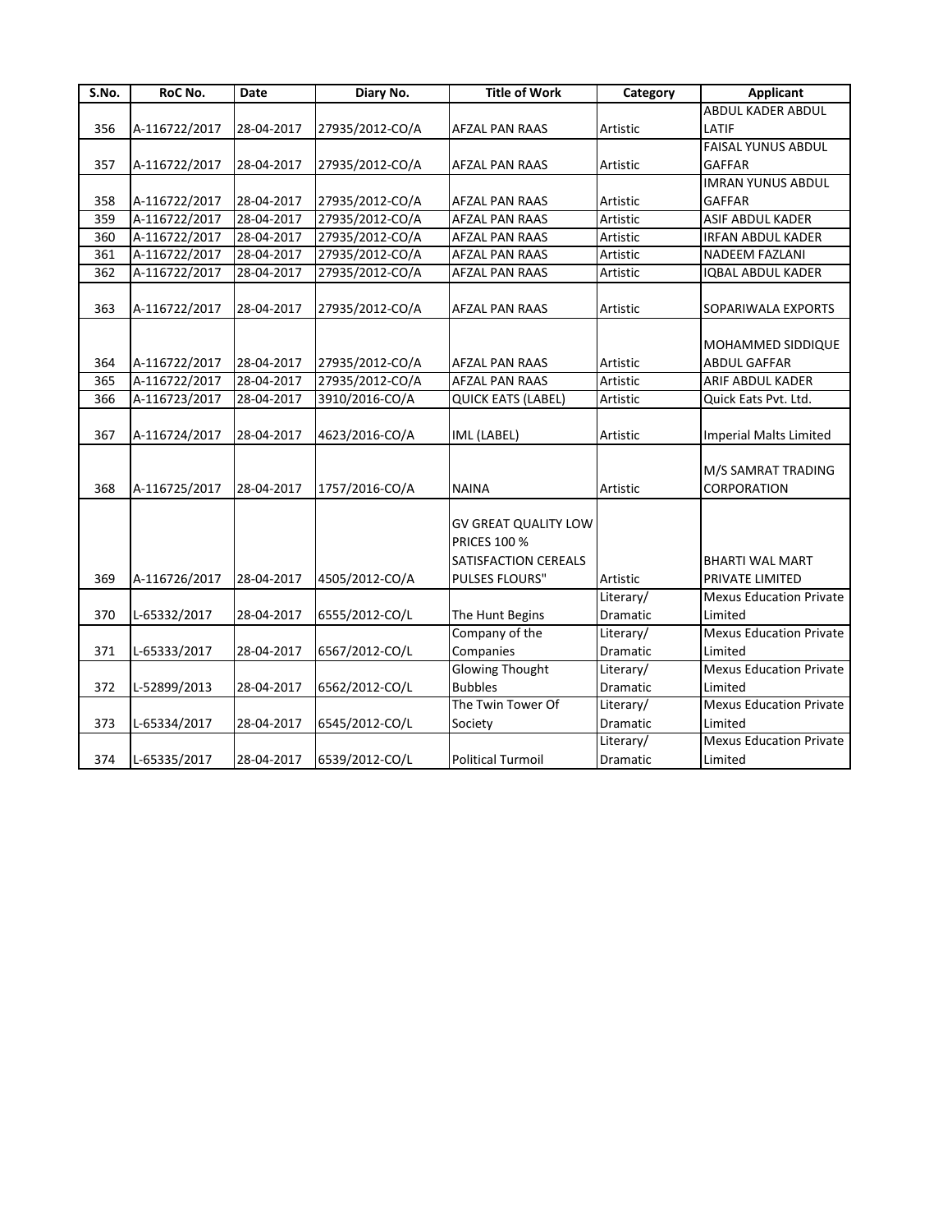| S.No. | RoC No. | Date | Diary No. | Title of Work | Category | Applicant |
|---|---|---|---|---|---|---|
| 356 | A-116722/2017 | 28-04-2017 | 27935/2012-CO/A | AFZAL PAN RAAS | Artistic | ABDUL KADER ABDUL LATIF |
| 357 | A-116722/2017 | 28-04-2017 | 27935/2012-CO/A | AFZAL PAN RAAS | Artistic | FAISAL YUNUS ABDUL GAFFAR |
| 358 | A-116722/2017 | 28-04-2017 | 27935/2012-CO/A | AFZAL PAN RAAS | Artistic | IMRAN YUNUS ABDUL GAFFAR |
| 359 | A-116722/2017 | 28-04-2017 | 27935/2012-CO/A | AFZAL PAN RAAS | Artistic | ASIF ABDUL KADER |
| 360 | A-116722/2017 | 28-04-2017 | 27935/2012-CO/A | AFZAL PAN RAAS | Artistic | IRFAN ABDUL KADER |
| 361 | A-116722/2017 | 28-04-2017 | 27935/2012-CO/A | AFZAL PAN RAAS | Artistic | NADEEM FAZLANI |
| 362 | A-116722/2017 | 28-04-2017 | 27935/2012-CO/A | AFZAL PAN RAAS | Artistic | IQBAL ABDUL KADER |
| 363 | A-116722/2017 | 28-04-2017 | 27935/2012-CO/A | AFZAL PAN RAAS | Artistic | SOPARIWALA EXPORTS |
| 364 | A-116722/2017 | 28-04-2017 | 27935/2012-CO/A | AFZAL PAN RAAS | Artistic | MOHAMMED SIDDIQUE ABDUL GAFFAR |
| 365 | A-116722/2017 | 28-04-2017 | 27935/2012-CO/A | AFZAL PAN RAAS | Artistic | ARIF ABDUL KADER |
| 366 | A-116723/2017 | 28-04-2017 | 3910/2016-CO/A | QUICK EATS (LABEL) | Artistic | Quick Eats Pvt. Ltd. |
| 367 | A-116724/2017 | 28-04-2017 | 4623/2016-CO/A | IML (LABEL) | Artistic | Imperial Malts Limited |
| 368 | A-116725/2017 | 28-04-2017 | 1757/2016-CO/A | NAINA | Artistic | M/S SAMRAT TRADING CORPORATION |
| 369 | A-116726/2017 | 28-04-2017 | 4505/2012-CO/A | GV GREAT QUALITY LOW PRICES 100 % SATISFACTION CEREALS PULSES FLOURS" | Artistic | BHARTI WAL MART PRIVATE LIMITED |
| 370 | L-65332/2017 | 28-04-2017 | 6555/2012-CO/L | The Hunt Begins | Literary/ Dramatic | Mexus Education Private Limited |
| 371 | L-65333/2017 | 28-04-2017 | 6567/2012-CO/L | Company of the Companies | Literary/ Dramatic | Mexus Education Private Limited |
| 372 | L-52899/2013 | 28-04-2017 | 6562/2012-CO/L | Glowing Thought Bubbles | Literary/ Dramatic | Mexus Education Private Limited |
| 373 | L-65334/2017 | 28-04-2017 | 6545/2012-CO/L | The Twin Tower Of Society | Literary/ Dramatic | Mexus Education Private Limited |
| 374 | L-65335/2017 | 28-04-2017 | 6539/2012-CO/L | Political Turmoil | Literary/ Dramatic | Mexus Education Private Limited |